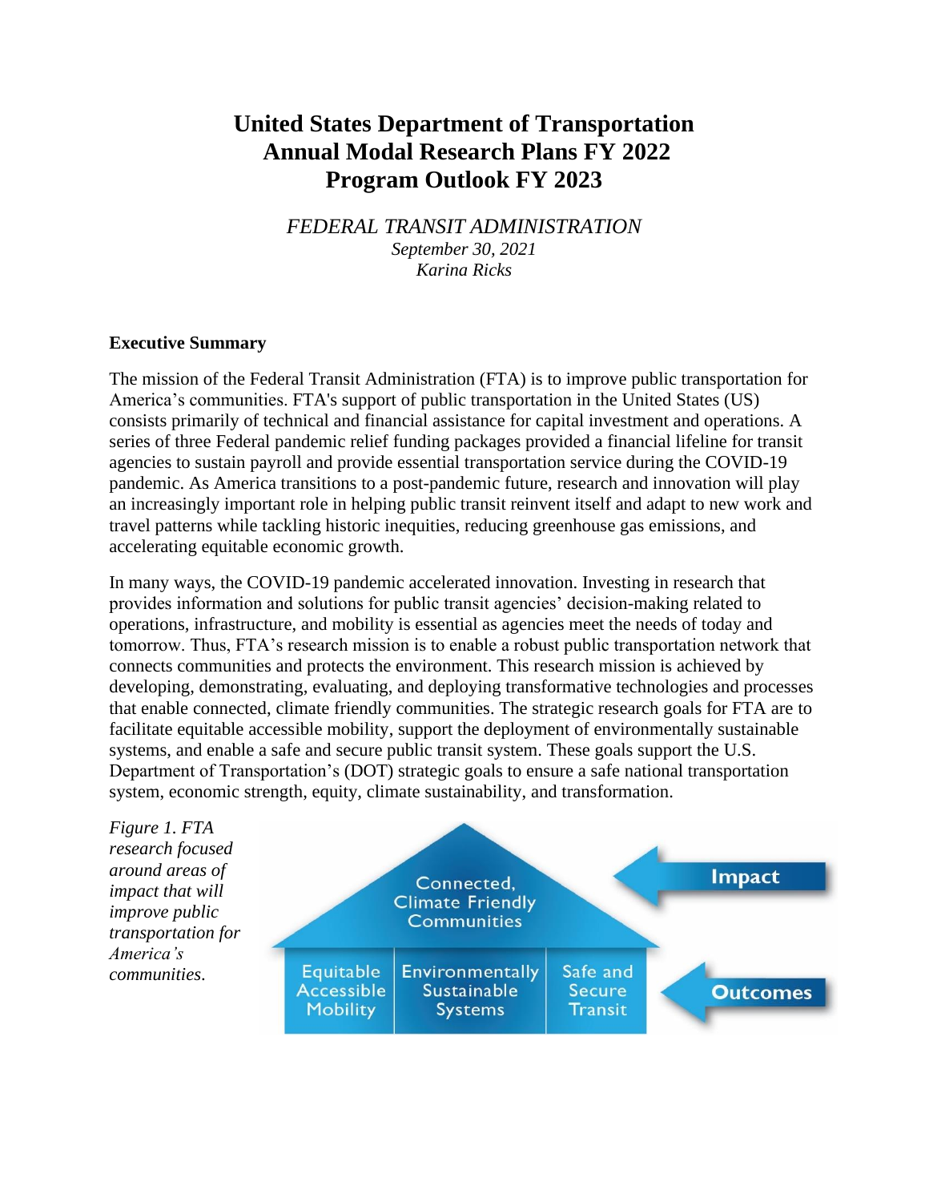# United States Department of Transportation Annual Modal Research Plans FY 2022 Program Outlook FY 2023

*FEDERAL TRANSIT ADMINISTRATION*
*September 30, 2021*
*Karina Ricks*

## Executive Summary

The mission of the Federal Transit Administration (FTA) is to improve public transportation for America's communities. FTA's support of public transportation in the United States (US) consists primarily of technical and financial assistance for capital investment and operations. A series of three Federal pandemic relief funding packages provided a financial lifeline for transit agencies to sustain payroll and provide essential transportation service during the COVID-19 pandemic. As America transitions to a post-pandemic future, research and innovation will play an increasingly important role in helping public transit reinvent itself and adapt to new work and travel patterns while tackling historic inequities, reducing greenhouse gas emissions, and accelerating equitable economic growth.

In many ways, the COVID-19 pandemic accelerated innovation. Investing in research that provides information and solutions for public transit agencies' decision-making related to operations, infrastructure, and mobility is essential as agencies meet the needs of today and tomorrow. Thus, FTA's research mission is to enable a robust public transportation network that connects communities and protects the environment. This research mission is achieved by developing, demonstrating, evaluating, and deploying transformative technologies and processes that enable connected, climate friendly communities. The strategic research goals for FTA are to facilitate equitable accessible mobility, support the deployment of environmentally sustainable systems, and enable a safe and secure public transit system. These goals support the U.S. Department of Transportation's (DOT) strategic goals to ensure a safe national transportation system, economic strength, equity, climate sustainability, and transformation.

*Figure 1. FTA research focused around areas of impact that will improve public transportation for America's communities.*

Connected, Climate Friendly Communities — Impact

Equitable Accessible Mobility | Environmentally Sustainable Systems | Safe and Secure Transit — Outcomes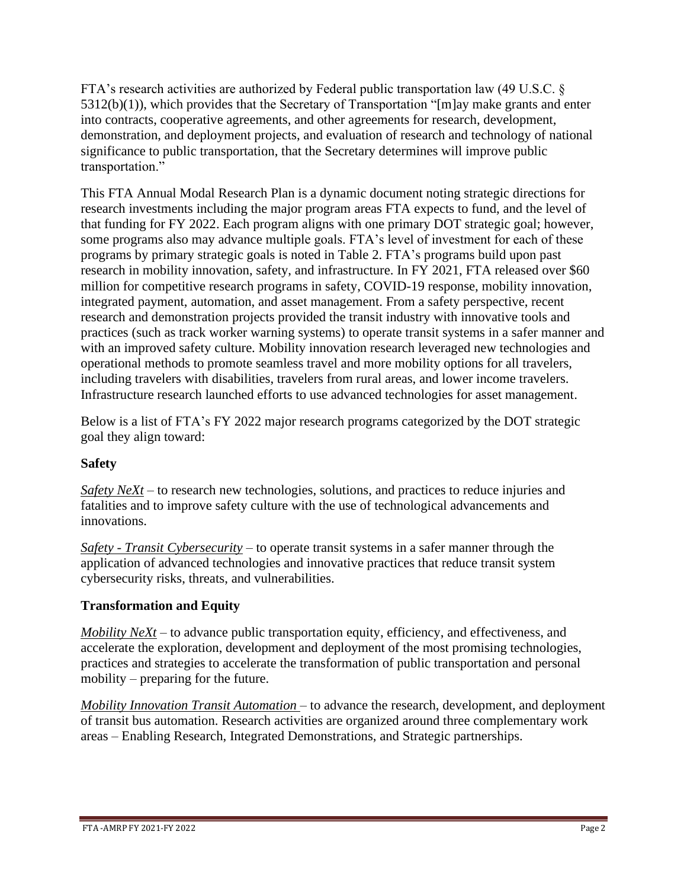FTA's research activities are authorized by Federal public transportation law (49 U.S.C. § 5312(b)(1)), which provides that the Secretary of Transportation "[m]ay make grants and enter into contracts, cooperative agreements, and other agreements for research, development, demonstration, and deployment projects, and evaluation of research and technology of national significance to public transportation, that the Secretary determines will improve public transportation."

This FTA Annual Modal Research Plan is a dynamic document noting strategic directions for research investments including the major program areas FTA expects to fund, and the level of that funding for FY 2022. Each program aligns with one primary DOT strategic goal; however, some programs also may advance multiple goals. FTA's level of investment for each of these programs by primary strategic goals is noted in Table 2. FTA's programs build upon past research in mobility innovation, safety, and infrastructure. In FY 2021, FTA released over $60 million for competitive research programs in safety, COVID-19 response, mobility innovation, integrated payment, automation, and asset management. From a safety perspective, recent research and demonstration projects provided the transit industry with innovative tools and practices (such as track worker warning systems) to operate transit systems in a safer manner and with an improved safety culture. Mobility innovation research leveraged new technologies and operational methods to promote seamless travel and more mobility options for all travelers, including travelers with disabilities, travelers from rural areas, and lower income travelers. Infrastructure research launched efforts to use advanced technologies for asset management.

Below is a list of FTA's FY 2022 major research programs categorized by the DOT strategic goal they align toward:

### Safety

*Safety NeXt* – to research new technologies, solutions, and practices to reduce injuries and fatalities and to improve safety culture with the use of technological advancements and innovations.

*Safety - Transit Cybersecurity* – to operate transit systems in a safer manner through the application of advanced technologies and innovative practices that reduce transit system cybersecurity risks, threats, and vulnerabilities.

### Transformation and Equity

*Mobility NeXt* – to advance public transportation equity, efficiency, and effectiveness, and accelerate the exploration, development and deployment of the most promising technologies, practices and strategies to accelerate the transformation of public transportation and personal mobility – preparing for the future.

*Mobility Innovation Transit Automation* – to advance the research, development, and deployment of transit bus automation. Research activities are organized around three complementary work areas – Enabling Research, Integrated Demonstrations, and Strategic partnerships.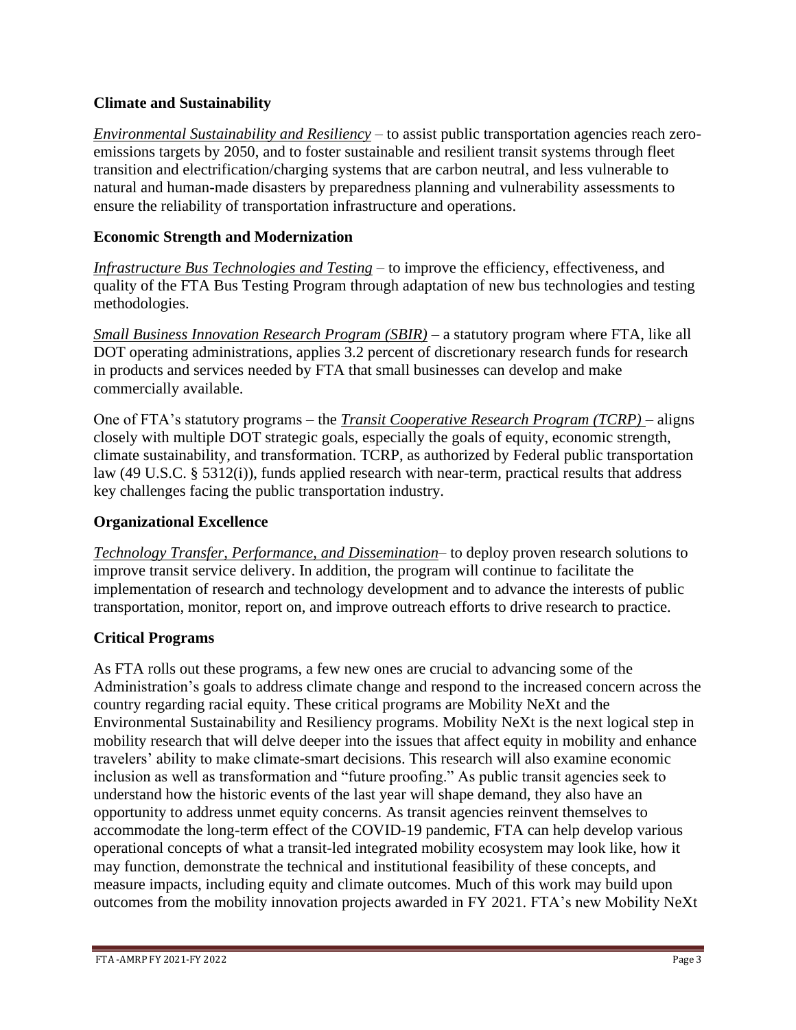## Climate and Sustainability

*Environmental Sustainability and Resiliency* – to assist public transportation agencies reach zero-emissions targets by 2050, and to foster sustainable and resilient transit systems through fleet transition and electrification/charging systems that are carbon neutral, and less vulnerable to natural and human-made disasters by preparedness planning and vulnerability assessments to ensure the reliability of transportation infrastructure and operations.

## Economic Strength and Modernization

*Infrastructure Bus Technologies and Testing* – to improve the efficiency, effectiveness, and quality of the FTA Bus Testing Program through adaptation of new bus technologies and testing methodologies.

*Small Business Innovation Research Program (SBIR)* – a statutory program where FTA, like all DOT operating administrations, applies 3.2 percent of discretionary research funds for research in products and services needed by FTA that small businesses can develop and make commercially available.

One of FTA's statutory programs – the *Transit Cooperative Research Program (TCRP)* – aligns closely with multiple DOT strategic goals, especially the goals of equity, economic strength, climate sustainability, and transformation. TCRP, as authorized by Federal public transportation law (49 U.S.C. § 5312(i)), funds applied research with near-term, practical results that address key challenges facing the public transportation industry.

## Organizational Excellence

*Technology Transfer, Performance, and Dissemination*– to deploy proven research solutions to improve transit service delivery. In addition, the program will continue to facilitate the implementation of research and technology development and to advance the interests of public transportation, monitor, report on, and improve outreach efforts to drive research to practice.

## Critical Programs

As FTA rolls out these programs, a few new ones are crucial to advancing some of the Administration's goals to address climate change and respond to the increased concern across the country regarding racial equity. These critical programs are Mobility NeXt and the Environmental Sustainability and Resiliency programs. Mobility NeXt is the next logical step in mobility research that will delve deeper into the issues that affect equity in mobility and enhance travelers' ability to make climate-smart decisions. This research will also examine economic inclusion as well as transformation and "future proofing." As public transit agencies seek to understand how the historic events of the last year will shape demand, they also have an opportunity to address unmet equity concerns. As transit agencies reinvent themselves to accommodate the long-term effect of the COVID-19 pandemic, FTA can help develop various operational concepts of what a transit-led integrated mobility ecosystem may look like, how it may function, demonstrate the technical and institutional feasibility of these concepts, and measure impacts, including equity and climate outcomes. Much of this work may build upon outcomes from the mobility innovation projects awarded in FY 2021. FTA's new Mobility NeXt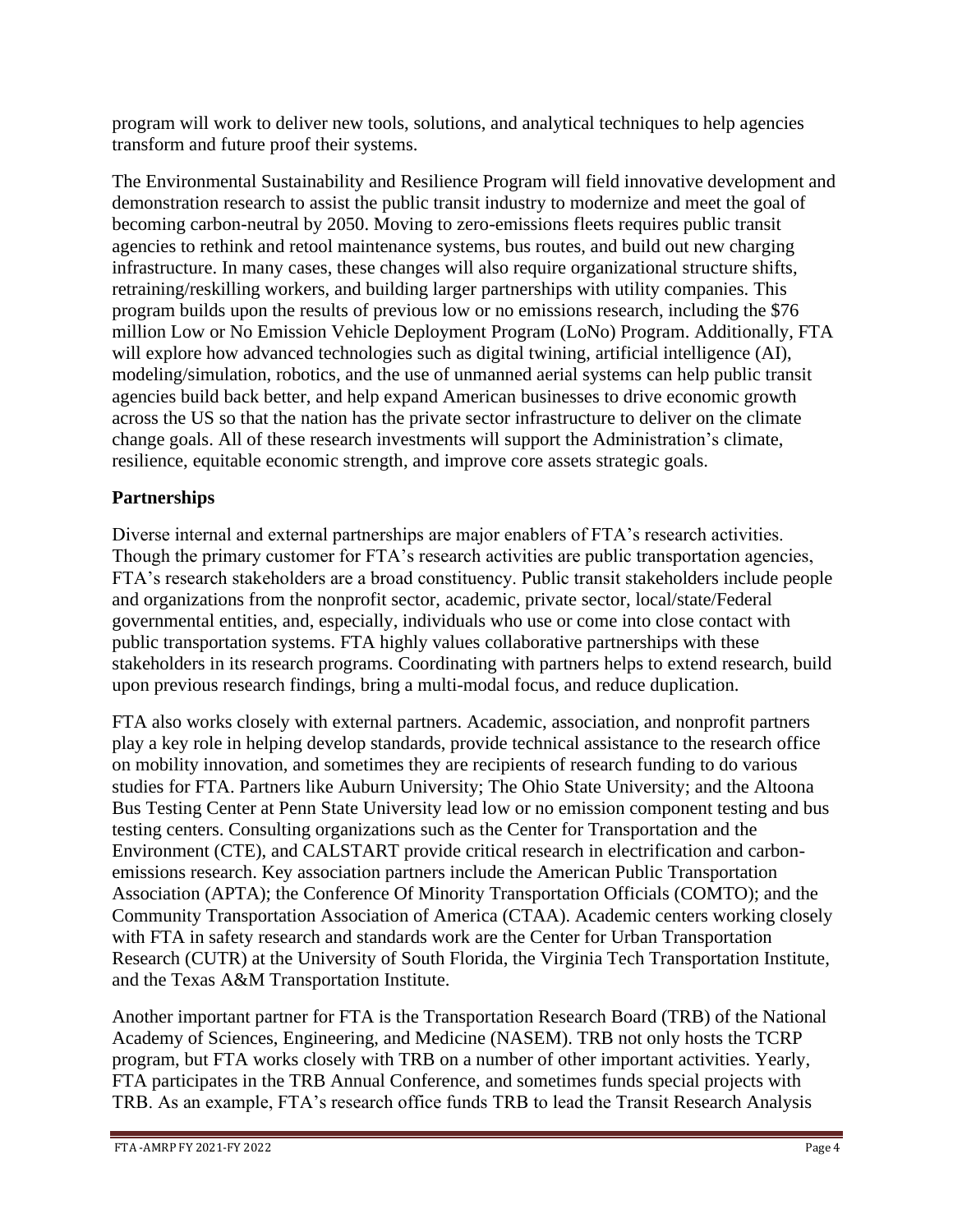program will work to deliver new tools, solutions, and analytical techniques to help agencies transform and future proof their systems.

The Environmental Sustainability and Resilience Program will field innovative development and demonstration research to assist the public transit industry to modernize and meet the goal of becoming carbon-neutral by 2050. Moving to zero-emissions fleets requires public transit agencies to rethink and retool maintenance systems, bus routes, and build out new charging infrastructure. In many cases, these changes will also require organizational structure shifts, retraining/reskilling workers, and building larger partnerships with utility companies. This program builds upon the results of previous low or no emissions research, including the $76 million Low or No Emission Vehicle Deployment Program (LoNo) Program. Additionally, FTA will explore how advanced technologies such as digital twining, artificial intelligence (AI), modeling/simulation, robotics, and the use of unmanned aerial systems can help public transit agencies build back better, and help expand American businesses to drive economic growth across the US so that the nation has the private sector infrastructure to deliver on the climate change goals. All of these research investments will support the Administration's climate, resilience, equitable economic strength, and improve core assets strategic goals.

## Partnerships

Diverse internal and external partnerships are major enablers of FTA's research activities. Though the primary customer for FTA's research activities are public transportation agencies, FTA's research stakeholders are a broad constituency. Public transit stakeholders include people and organizations from the nonprofit sector, academic, private sector, local/state/Federal governmental entities, and, especially, individuals who use or come into close contact with public transportation systems. FTA highly values collaborative partnerships with these stakeholders in its research programs. Coordinating with partners helps to extend research, build upon previous research findings, bring a multi-modal focus, and reduce duplication.

FTA also works closely with external partners. Academic, association, and nonprofit partners play a key role in helping develop standards, provide technical assistance to the research office on mobility innovation, and sometimes they are recipients of research funding to do various studies for FTA. Partners like Auburn University; The Ohio State University; and the Altoona Bus Testing Center at Penn State University lead low or no emission component testing and bus testing centers. Consulting organizations such as the Center for Transportation and the Environment (CTE), and CALSTART provide critical research in electrification and carbon-emissions research. Key association partners include the American Public Transportation Association (APTA); the Conference Of Minority Transportation Officials (COMTO); and the Community Transportation Association of America (CTAA). Academic centers working closely with FTA in safety research and standards work are the Center for Urban Transportation Research (CUTR) at the University of South Florida, the Virginia Tech Transportation Institute, and the Texas A&M Transportation Institute.

Another important partner for FTA is the Transportation Research Board (TRB) of the National Academy of Sciences, Engineering, and Medicine (NASEM). TRB not only hosts the TCRP program, but FTA works closely with TRB on a number of other important activities. Yearly, FTA participates in the TRB Annual Conference, and sometimes funds special projects with TRB. As an example, FTA's research office funds TRB to lead the Transit Research Analysis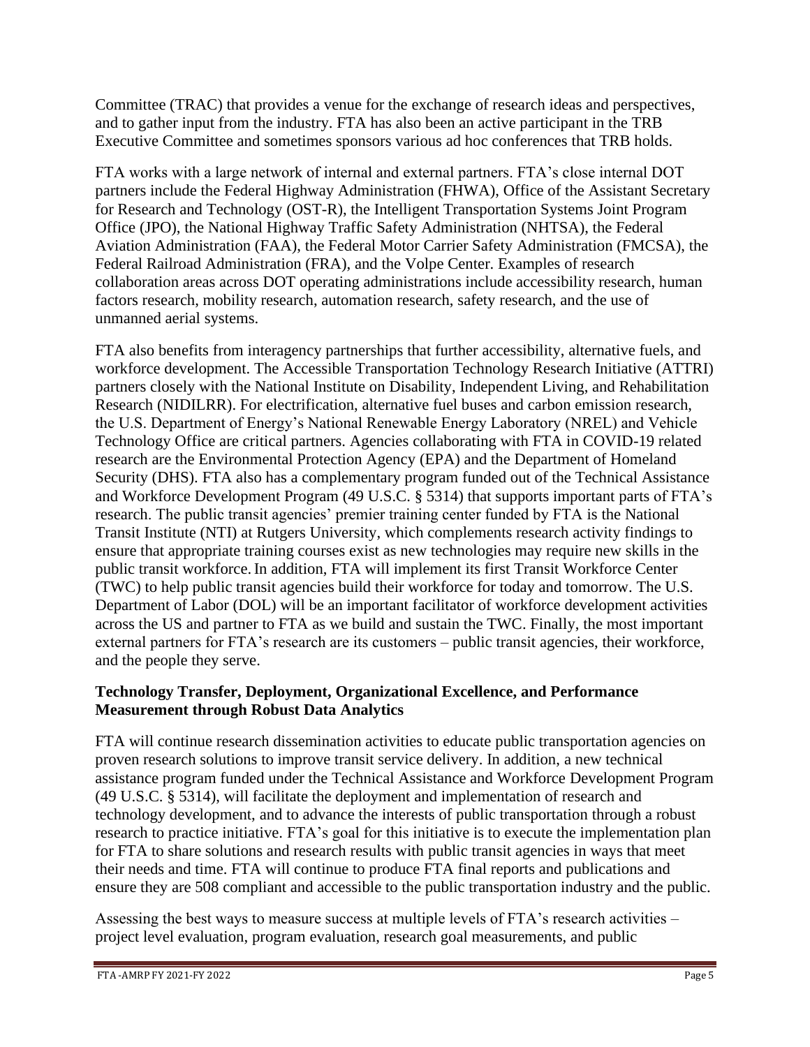Committee (TRAC) that provides a venue for the exchange of research ideas and perspectives, and to gather input from the industry. FTA has also been an active participant in the TRB Executive Committee and sometimes sponsors various ad hoc conferences that TRB holds.

FTA works with a large network of internal and external partners. FTA's close internal DOT partners include the Federal Highway Administration (FHWA), Office of the Assistant Secretary for Research and Technology (OST-R), the Intelligent Transportation Systems Joint Program Office (JPO), the National Highway Traffic Safety Administration (NHTSA), the Federal Aviation Administration (FAA), the Federal Motor Carrier Safety Administration (FMCSA), the Federal Railroad Administration (FRA), and the Volpe Center. Examples of research collaboration areas across DOT operating administrations include accessibility research, human factors research, mobility research, automation research, safety research, and the use of unmanned aerial systems.

FTA also benefits from interagency partnerships that further accessibility, alternative fuels, and workforce development. The Accessible Transportation Technology Research Initiative (ATTRI) partners closely with the National Institute on Disability, Independent Living, and Rehabilitation Research (NIDILRR). For electrification, alternative fuel buses and carbon emission research, the U.S. Department of Energy's National Renewable Energy Laboratory (NREL) and Vehicle Technology Office are critical partners. Agencies collaborating with FTA in COVID-19 related research are the Environmental Protection Agency (EPA) and the Department of Homeland Security (DHS). FTA also has a complementary program funded out of the Technical Assistance and Workforce Development Program (49 U.S.C. § 5314) that supports important parts of FTA's research. The public transit agencies' premier training center funded by FTA is the National Transit Institute (NTI) at Rutgers University, which complements research activity findings to ensure that appropriate training courses exist as new technologies may require new skills in the public transit workforce. In addition, FTA will implement its first Transit Workforce Center (TWC) to help public transit agencies build their workforce for today and tomorrow. The U.S. Department of Labor (DOL) will be an important facilitator of workforce development activities across the US and partner to FTA as we build and sustain the TWC. Finally, the most important external partners for FTA's research are its customers – public transit agencies, their workforce, and the people they serve.

**Technology Transfer, Deployment, Organizational Excellence, and Performance Measurement through Robust Data Analytics**

FTA will continue research dissemination activities to educate public transportation agencies on proven research solutions to improve transit service delivery. In addition, a new technical assistance program funded under the Technical Assistance and Workforce Development Program (49 U.S.C. § 5314), will facilitate the deployment and implementation of research and technology development, and to advance the interests of public transportation through a robust research to practice initiative. FTA's goal for this initiative is to execute the implementation plan for FTA to share solutions and research results with public transit agencies in ways that meet their needs and time. FTA will continue to produce FTA final reports and publications and ensure they are 508 compliant and accessible to the public transportation industry and the public.

Assessing the best ways to measure success at multiple levels of FTA's research activities – project level evaluation, program evaluation, research goal measurements, and public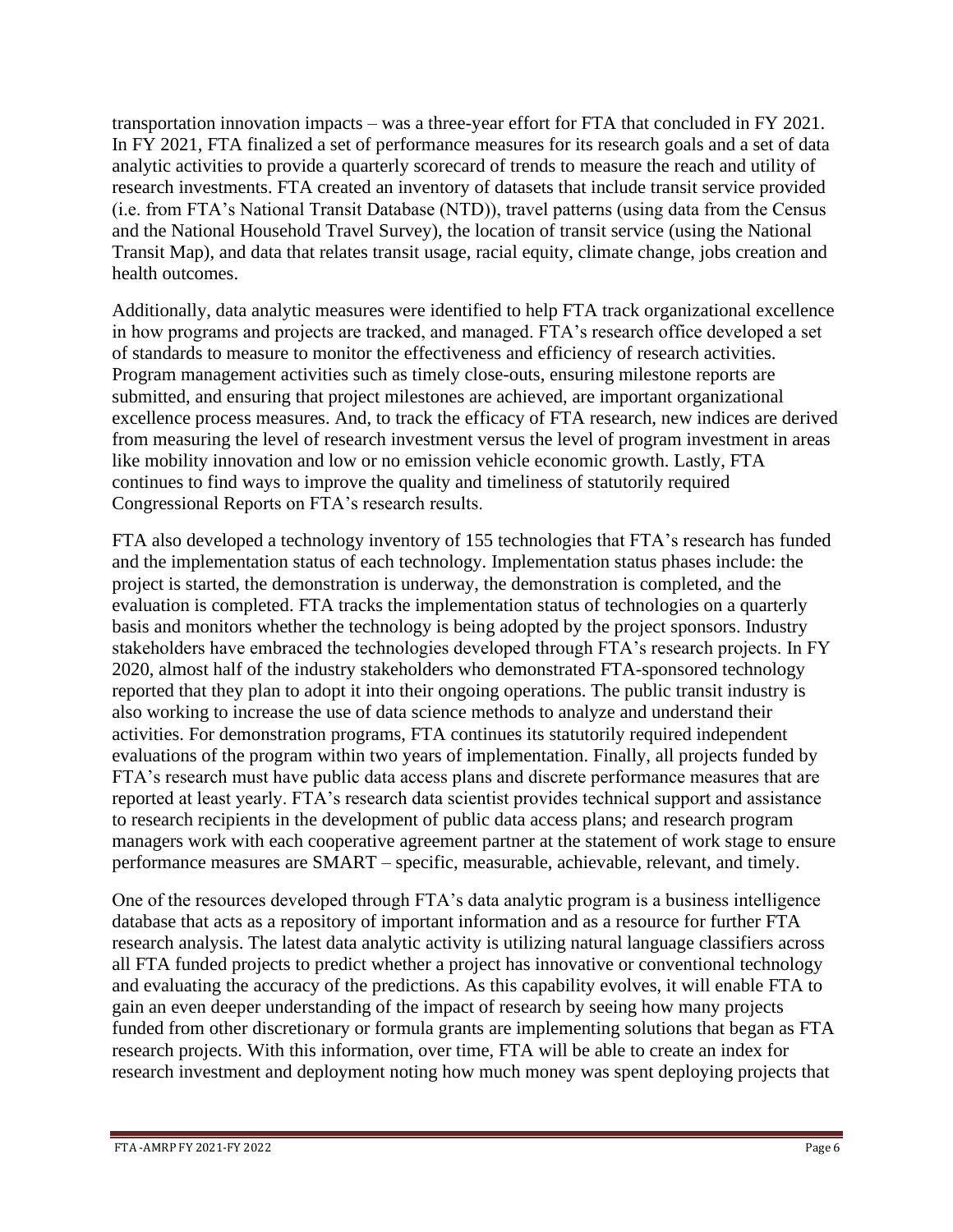transportation innovation impacts – was a three-year effort for FTA that concluded in FY 2021. In FY 2021, FTA finalized a set of performance measures for its research goals and a set of data analytic activities to provide a quarterly scorecard of trends to measure the reach and utility of research investments. FTA created an inventory of datasets that include transit service provided (i.e. from FTA's National Transit Database (NTD)), travel patterns (using data from the Census and the National Household Travel Survey), the location of transit service (using the National Transit Map), and data that relates transit usage, racial equity, climate change, jobs creation and health outcomes.

Additionally, data analytic measures were identified to help FTA track organizational excellence in how programs and projects are tracked, and managed. FTA's research office developed a set of standards to measure to monitor the effectiveness and efficiency of research activities. Program management activities such as timely close-outs, ensuring milestone reports are submitted, and ensuring that project milestones are achieved, are important organizational excellence process measures. And, to track the efficacy of FTA research, new indices are derived from measuring the level of research investment versus the level of program investment in areas like mobility innovation and low or no emission vehicle economic growth. Lastly, FTA continues to find ways to improve the quality and timeliness of statutorily required Congressional Reports on FTA's research results.

FTA also developed a technology inventory of 155 technologies that FTA's research has funded and the implementation status of each technology. Implementation status phases include: the project is started, the demonstration is underway, the demonstration is completed, and the evaluation is completed. FTA tracks the implementation status of technologies on a quarterly basis and monitors whether the technology is being adopted by the project sponsors. Industry stakeholders have embraced the technologies developed through FTA's research projects. In FY 2020, almost half of the industry stakeholders who demonstrated FTA-sponsored technology reported that they plan to adopt it into their ongoing operations. The public transit industry is also working to increase the use of data science methods to analyze and understand their activities. For demonstration programs, FTA continues its statutorily required independent evaluations of the program within two years of implementation. Finally, all projects funded by FTA's research must have public data access plans and discrete performance measures that are reported at least yearly. FTA's research data scientist provides technical support and assistance to research recipients in the development of public data access plans; and research program managers work with each cooperative agreement partner at the statement of work stage to ensure performance measures are SMART – specific, measurable, achievable, relevant, and timely.

One of the resources developed through FTA's data analytic program is a business intelligence database that acts as a repository of important information and as a resource for further FTA research analysis. The latest data analytic activity is utilizing natural language classifiers across all FTA funded projects to predict whether a project has innovative or conventional technology and evaluating the accuracy of the predictions. As this capability evolves, it will enable FTA to gain an even deeper understanding of the impact of research by seeing how many projects funded from other discretionary or formula grants are implementing solutions that began as FTA research projects. With this information, over time, FTA will be able to create an index for research investment and deployment noting how much money was spent deploying projects that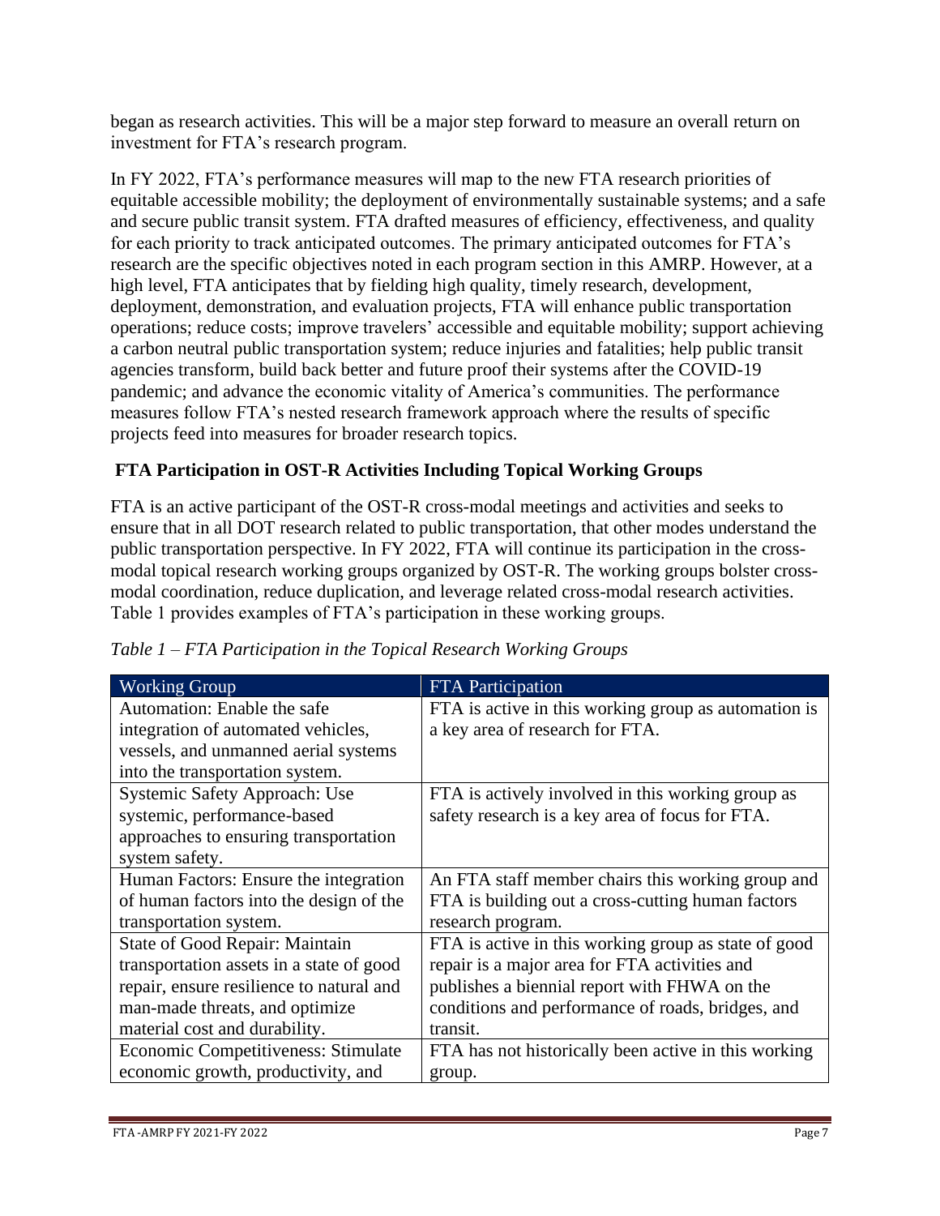began as research activities. This will be a major step forward to measure an overall return on investment for FTA's research program.

In FY 2022, FTA's performance measures will map to the new FTA research priorities of equitable accessible mobility; the deployment of environmentally sustainable systems; and a safe and secure public transit system. FTA drafted measures of efficiency, effectiveness, and quality for each priority to track anticipated outcomes. The primary anticipated outcomes for FTA's research are the specific objectives noted in each program section in this AMRP. However, at a high level, FTA anticipates that by fielding high quality, timely research, development, deployment, demonstration, and evaluation projects, FTA will enhance public transportation operations; reduce costs; improve travelers' accessible and equitable mobility; support achieving a carbon neutral public transportation system; reduce injuries and fatalities; help public transit agencies transform, build back better and future proof their systems after the COVID-19 pandemic; and advance the economic vitality of America's communities. The performance measures follow FTA's nested research framework approach where the results of specific projects feed into measures for broader research topics.

## FTA Participation in OST-R Activities Including Topical Working Groups

FTA is an active participant of the OST-R cross-modal meetings and activities and seeks to ensure that in all DOT research related to public transportation, that other modes understand the public transportation perspective. In FY 2022, FTA will continue its participation in the cross-modal topical research working groups organized by OST-R. The working groups bolster cross-modal coordination, reduce duplication, and leverage related cross-modal research activities. Table 1 provides examples of FTA's participation in these working groups.

*Table 1 – FTA Participation in the Topical Research Working Groups*

| Working Group | FTA Participation |
|---|---|
| Automation: Enable the safe integration of automated vehicles, vessels, and unmanned aerial systems into the transportation system. | FTA is active in this working group as automation is a key area of research for FTA. |
| Systemic Safety Approach: Use systemic, performance-based approaches to ensuring transportation system safety. | FTA is actively involved in this working group as safety research is a key area of focus for FTA. |
| Human Factors: Ensure the integration of human factors into the design of the transportation system. | An FTA staff member chairs this working group and FTA is building out a cross-cutting human factors research program. |
| State of Good Repair: Maintain transportation assets in a state of good repair, ensure resilience to natural and man-made threats, and optimize material cost and durability. | FTA is active in this working group as state of good repair is a major area for FTA activities and publishes a biennial report with FHWA on the conditions and performance of roads, bridges, and transit. |
| Economic Competitiveness: Stimulate economic growth, productivity, and | FTA has not historically been active in this working group. |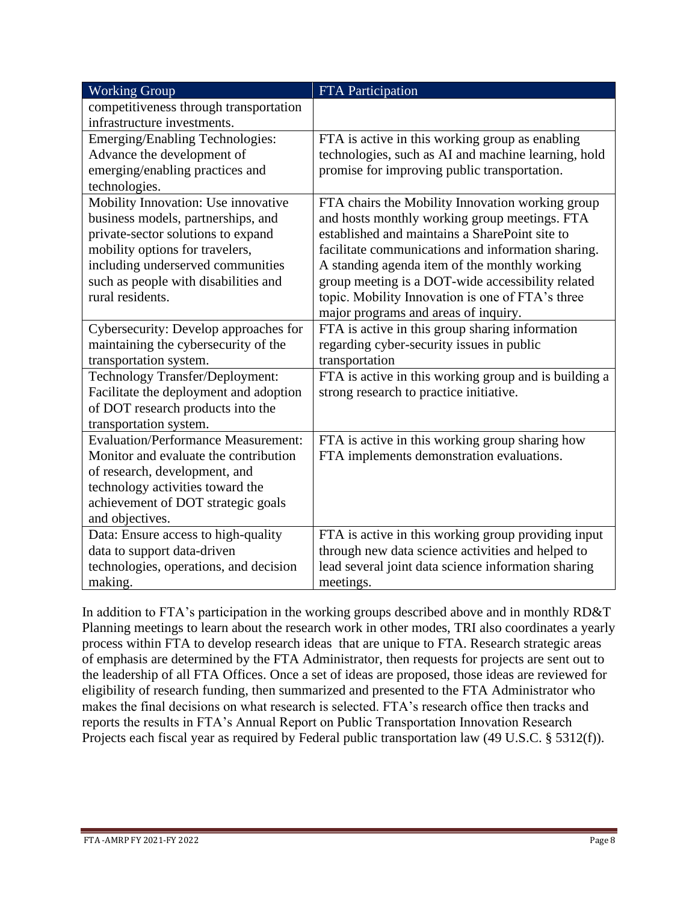| Working Group | FTA Participation |
| --- | --- |
| competitiveness through transportation infrastructure investments. | |
| Emerging/Enabling Technologies: Advance the development of emerging/enabling practices and technologies. | FTA is active in this working group as enabling technologies, such as AI and machine learning, hold promise for improving public transportation. |
| Mobility Innovation: Use innovative business models, partnerships, and private-sector solutions to expand mobility options for travelers, including underserved communities such as people with disabilities and rural residents. | FTA chairs the Mobility Innovation working group and hosts monthly working group meetings. FTA established and maintains a SharePoint site to facilitate communications and information sharing. A standing agenda item of the monthly working group meeting is a DOT-wide accessibility related topic. Mobility Innovation is one of FTA's three major programs and areas of inquiry. |
| Cybersecurity: Develop approaches for maintaining the cybersecurity of the transportation system. | FTA is active in this group sharing information regarding cyber-security issues in public transportation |
| Technology Transfer/Deployment: Facilitate the deployment and adoption of DOT research products into the transportation system. | FTA is active in this working group and is building a strong research to practice initiative. |
| Evaluation/Performance Measurement: Monitor and evaluate the contribution of research, development, and technology activities toward the achievement of DOT strategic goals and objectives. | FTA is active in this working group sharing how FTA implements demonstration evaluations. |
| Data: Ensure access to high-quality data to support data-driven technologies, operations, and decision making. | FTA is active in this working group providing input through new data science activities and helped to lead several joint data science information sharing meetings. |

In addition to FTA's participation in the working groups described above and in monthly RD&T Planning meetings to learn about the research work in other modes, TRI also coordinates a yearly process within FTA to develop research ideas that are unique to FTA. Research strategic areas of emphasis are determined by the FTA Administrator, then requests for projects are sent out to the leadership of all FTA Offices. Once a set of ideas are proposed, those ideas are reviewed for eligibility of research funding, then summarized and presented to the FTA Administrator who makes the final decisions on what research is selected. FTA's research office then tracks and reports the results in FTA's Annual Report on Public Transportation Innovation Research Projects each fiscal year as required by Federal public transportation law (49 U.S.C. § 5312(f)).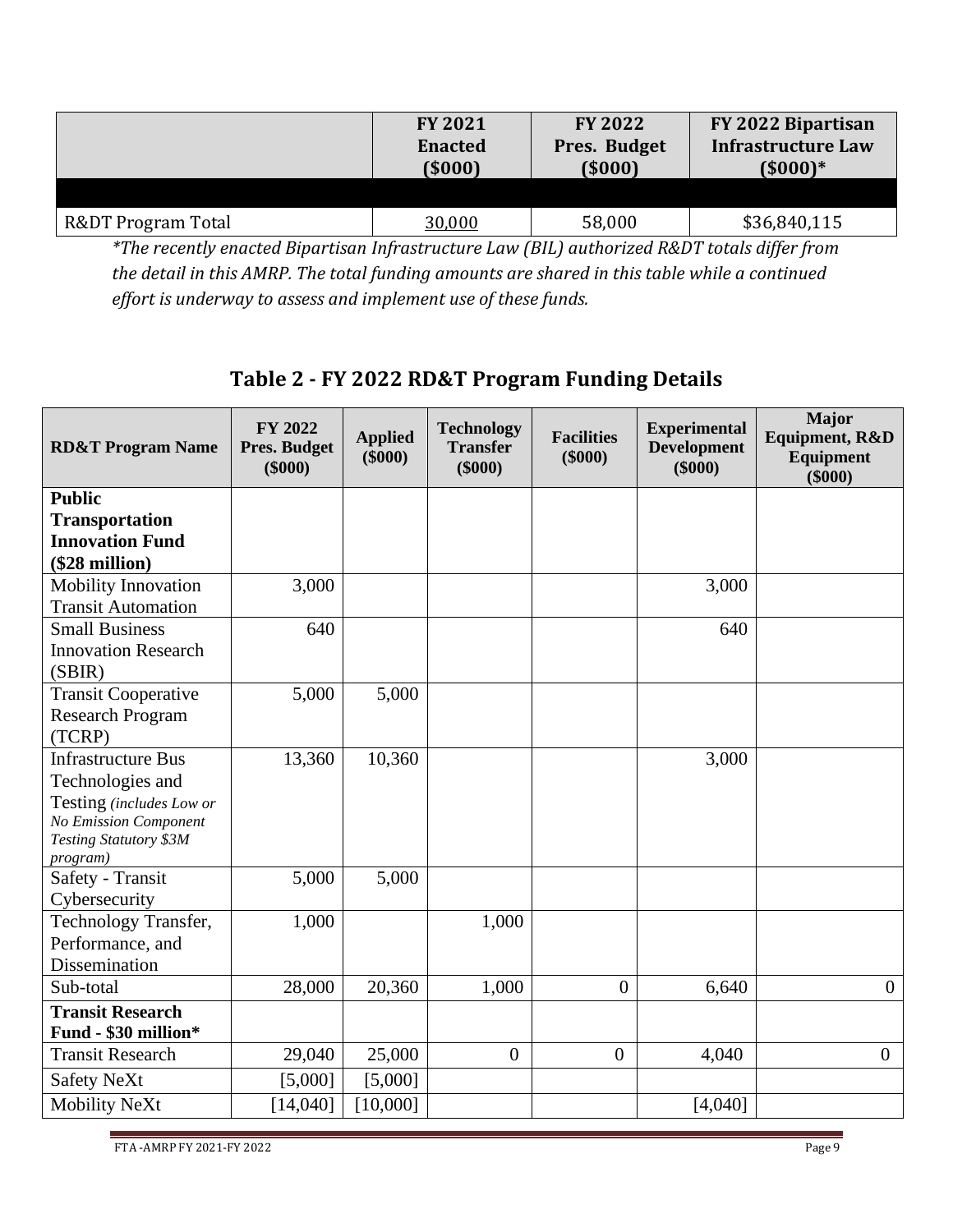| | FY 2021 Enacted ($000) | FY 2022 Pres. Budget ($000) | FY 2022 Bipartisan Infrastructure Law ($000)* |
|---|---|---|---|
| | | | |
| R&DT Program Total | 30,000 | 58,000 | $36,840,115 |

*\*The recently enacted Bipartisan Infrastructure Law (BIL) authorized R&DT totals differ from the detail in this AMRP. The total funding amounts are shared in this table while a continued effort is underway to assess and implement use of these funds.*

## Table 2 - FY 2022 RD&T Program Funding Details

| RD&T Program Name | FY 2022 Pres. Budget ($000) | Applied ($000) | Technology Transfer ($000) | Facilities ($000) | Experimental Development ($000) | Major Equipment, R&D Equipment ($000) |
|---|---|---|---|---|---|---|
| **Public Transportation Innovation Fund ($28 million)** | | | | | | |
| Mobility Innovation Transit Automation | 3,000 | | | | 3,000 | |
| Small Business Innovation Research (SBIR) | 640 | | | | 640 | |
| Transit Cooperative Research Program (TCRP) | 5,000 | 5,000 | | | | |
| Infrastructure Bus Technologies and Testing *(includes Low or No Emission Component Testing Statutory $3M program)* | 13,360 | 10,360 | | | 3,000 | |
| Safety - Transit Cybersecurity | 5,000 | 5,000 | | | | |
| Technology Transfer, Performance, and Dissemination | 1,000 | | 1,000 | | | |
| Sub-total | 28,000 | 20,360 | 1,000 | 0 | 6,640 | 0 |
| **Transit Research Fund - $30 million*** | | | | | | |
| Transit Research | 29,040 | 25,000 | 0 | 0 | 4,040 | 0 |
| Safety NeXt | [5,000] | [5,000] | | | | |
| Mobility NeXt | [14,040] | [10,000] | | | [4,040] | |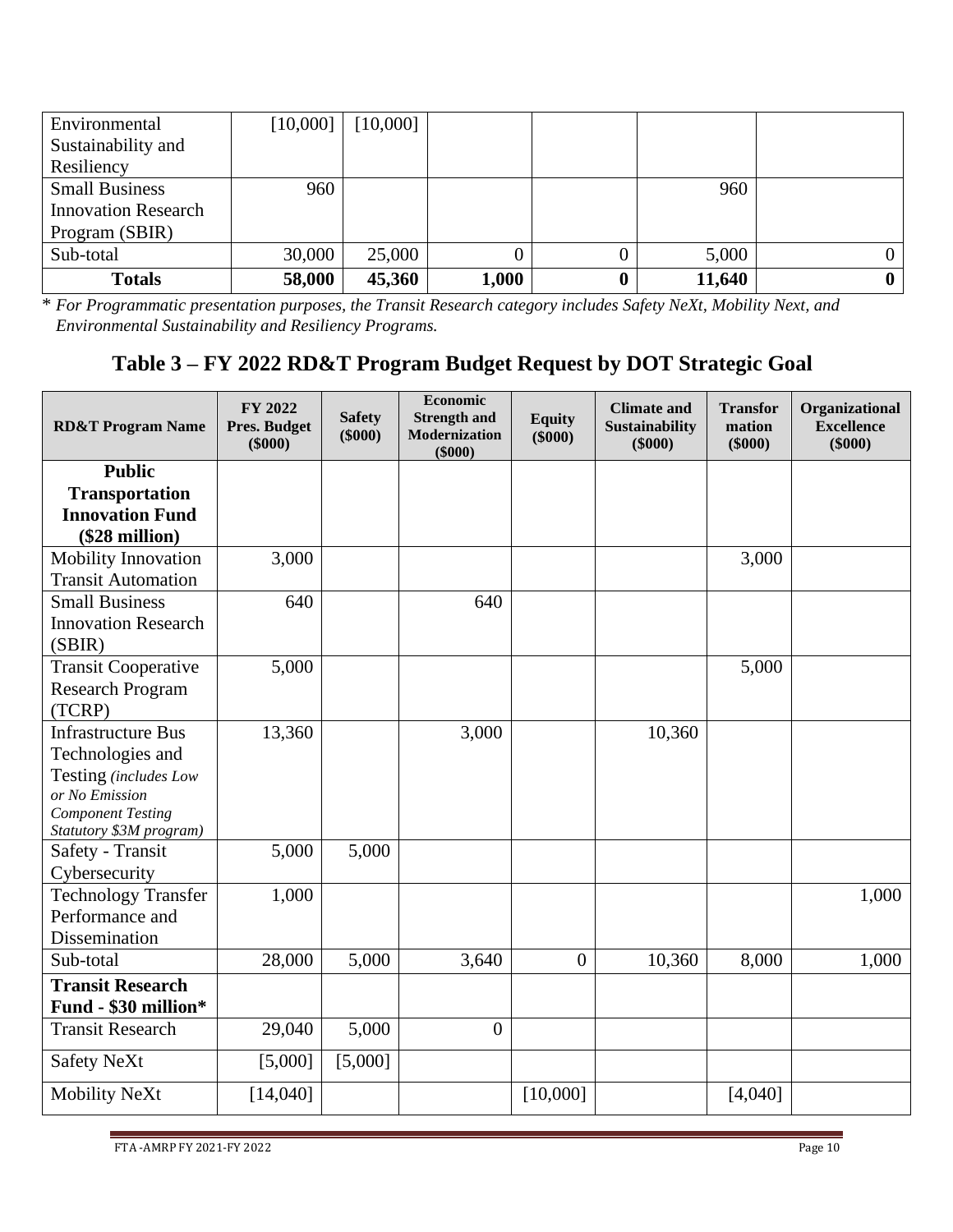| | | | | | | |
|---|---|---|---|---|---|---|
| Environmental Sustainability and Resiliency | [10,000] | [10,000] | | | | |
| Small Business Innovation Research Program (SBIR) | 960 | | | | 960 | |
| Sub-total | 30,000 | 25,000 | 0 | 0 | 5,000 | 0 |
| **Totals** | **58,000** | **45,360** | **1,000** | **0** | **11,640** | **0** |

\* *For Programmatic presentation purposes, the Transit Research category includes Safety NeXt, Mobility Next, and Environmental Sustainability and Resiliency Programs.*

## Table 3 – FY 2022 RD&T Program Budget Request by DOT Strategic Goal

| RD&T Program Name | FY 2022 Pres. Budget ($000) | Safety ($000) | Economic Strength and Modernization ($000) | Equity ($000) | Climate and Sustainability ($000) | Transformation ($000) | Organizational Excellence ($000) |
|---|---|---|---|---|---|---|---|
| **Public Transportation Innovation Fund ($28 million)** | | | | | | | |
| Mobility Innovation Transit Automation | 3,000 | | | | | 3,000 | |
| Small Business Innovation Research (SBIR) | 640 | | 640 | | | | |
| Transit Cooperative Research Program (TCRP) | 5,000 | | | | | 5,000 | |
| Infrastructure Bus Technologies and Testing *(includes Low or No Emission Component Testing Statutory $3M program)* | 13,360 | | 3,000 | | 10,360 | | |
| Safety - Transit Cybersecurity | 5,000 | 5,000 | | | | | |
| Technology Transfer Performance and Dissemination | 1,000 | | | | | | 1,000 |
| Sub-total | 28,000 | 5,000 | 3,640 | 0 | 10,360 | 8,000 | 1,000 |
| **Transit Research Fund - $30 million\*** | | | | | | | |
| Transit Research | 29,040 | 5,000 | 0 | | | | |
| Safety NeXt | [5,000] | [5,000] | | | | | |
| Mobility NeXt | [14,040] | | | [10,000] | | [4,040] | |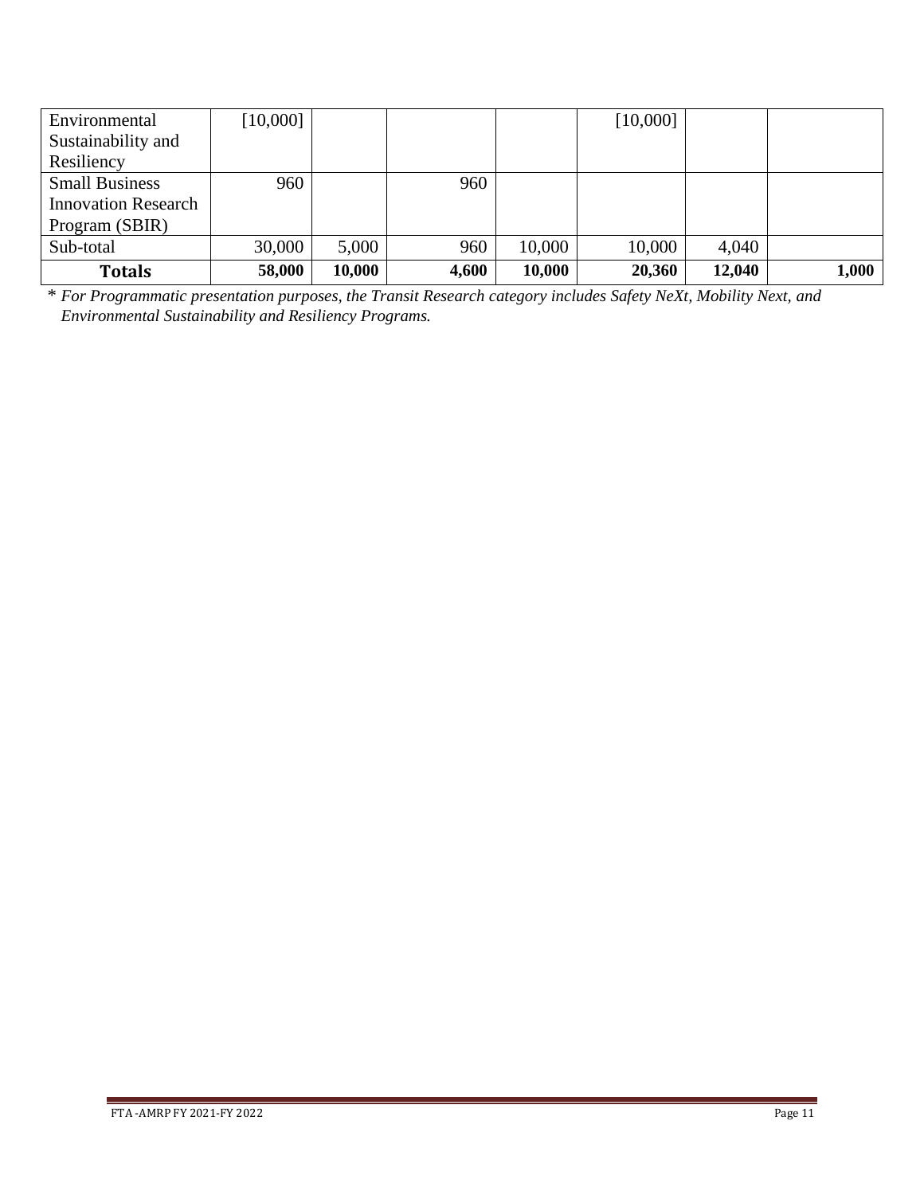| | | | | | | | |
|---|---|---|---|---|---|---|---|
| Environmental Sustainability and Resiliency | [10,000] | | | | [10,000] | | |
| Small Business Innovation Research Program (SBIR) | 960 | | 960 | | | | |
| Sub-total | 30,000 | 5,000 | 960 | 10,000 | 10,000 | 4,040 | |
| **Totals** | **58,000** | **10,000** | **4,600** | **10,000** | **20,360** | **12,040** | **1,000** |

\* *For Programmatic presentation purposes, the Transit Research category includes Safety NeXt, Mobility Next, and Environmental Sustainability and Resiliency Programs.*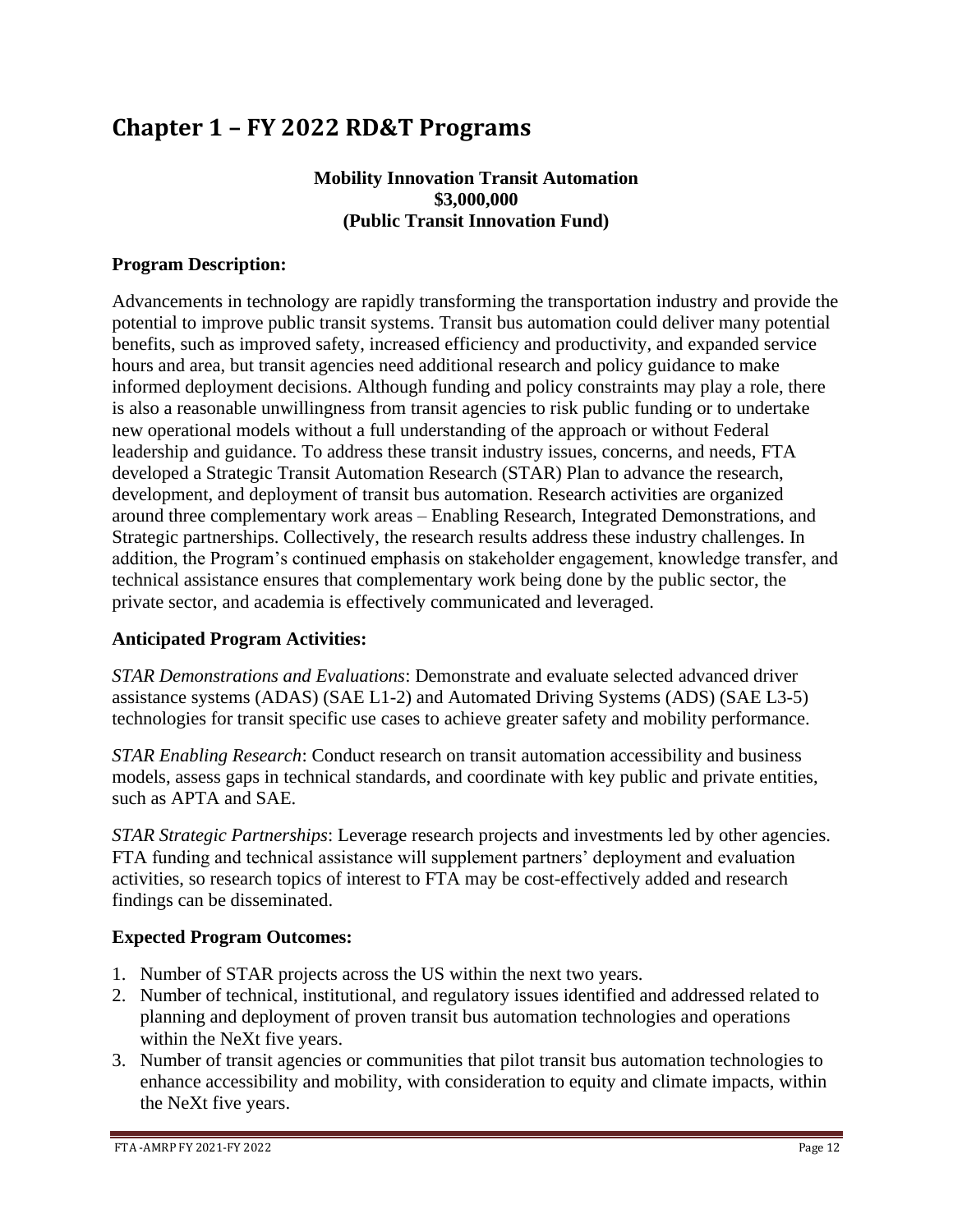# Chapter 1 – FY 2022 RD&T Programs

**Mobility Innovation Transit Automation**
**$3,000,000**
**(Public Transit Innovation Fund)**

**Program Description:**

Advancements in technology are rapidly transforming the transportation industry and provide the potential to improve public transit systems. Transit bus automation could deliver many potential benefits, such as improved safety, increased efficiency and productivity, and expanded service hours and area, but transit agencies need additional research and policy guidance to make informed deployment decisions. Although funding and policy constraints may play a role, there is also a reasonable unwillingness from transit agencies to risk public funding or to undertake new operational models without a full understanding of the approach or without Federal leadership and guidance. To address these transit industry issues, concerns, and needs, FTA developed a Strategic Transit Automation Research (STAR) Plan to advance the research, development, and deployment of transit bus automation. Research activities are organized around three complementary work areas – Enabling Research, Integrated Demonstrations, and Strategic partnerships. Collectively, the research results address these industry challenges. In addition, the Program's continued emphasis on stakeholder engagement, knowledge transfer, and technical assistance ensures that complementary work being done by the public sector, the private sector, and academia is effectively communicated and leveraged.

**Anticipated Program Activities:**

*STAR Demonstrations and Evaluations*: Demonstrate and evaluate selected advanced driver assistance systems (ADAS) (SAE L1-2) and Automated Driving Systems (ADS) (SAE L3-5) technologies for transit specific use cases to achieve greater safety and mobility performance.

*STAR Enabling Research*: Conduct research on transit automation accessibility and business models, assess gaps in technical standards, and coordinate with key public and private entities, such as APTA and SAE.

*STAR Strategic Partnerships*: Leverage research projects and investments led by other agencies. FTA funding and technical assistance will supplement partners' deployment and evaluation activities, so research topics of interest to FTA may be cost-effectively added and research findings can be disseminated.

**Expected Program Outcomes:**

1. Number of STAR projects across the US within the next two years.
2. Number of technical, institutional, and regulatory issues identified and addressed related to planning and deployment of proven transit bus automation technologies and operations within the NeXt five years.
3. Number of transit agencies or communities that pilot transit bus automation technologies to enhance accessibility and mobility, with consideration to equity and climate impacts, within the NeXt five years.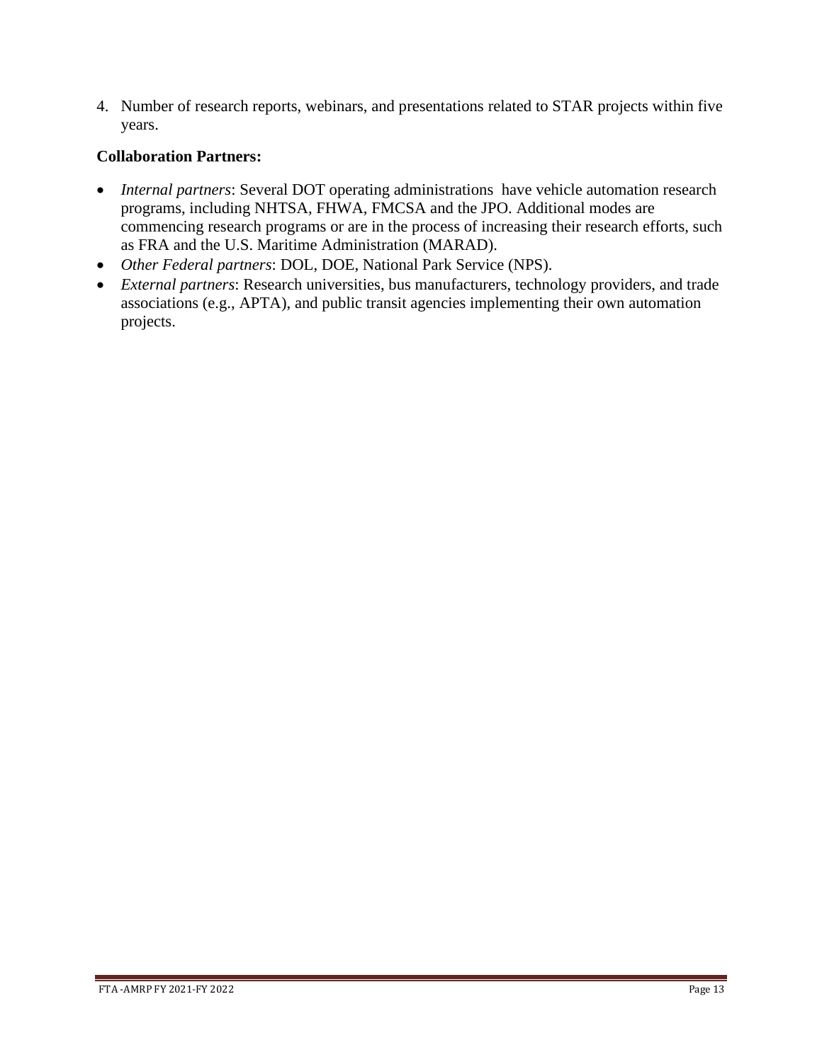4. Number of research reports, webinars, and presentations related to STAR projects within five years.

**Collaboration Partners:**

- *Internal partners*: Several DOT operating administrations have vehicle automation research programs, including NHTSA, FHWA, FMCSA and the JPO. Additional modes are commencing research programs or are in the process of increasing their research efforts, such as FRA and the U.S. Maritime Administration (MARAD).
- *Other Federal partners*: DOL, DOE, National Park Service (NPS).
- *External partners*: Research universities, bus manufacturers, technology providers, and trade associations (e.g., APTA), and public transit agencies implementing their own automation projects.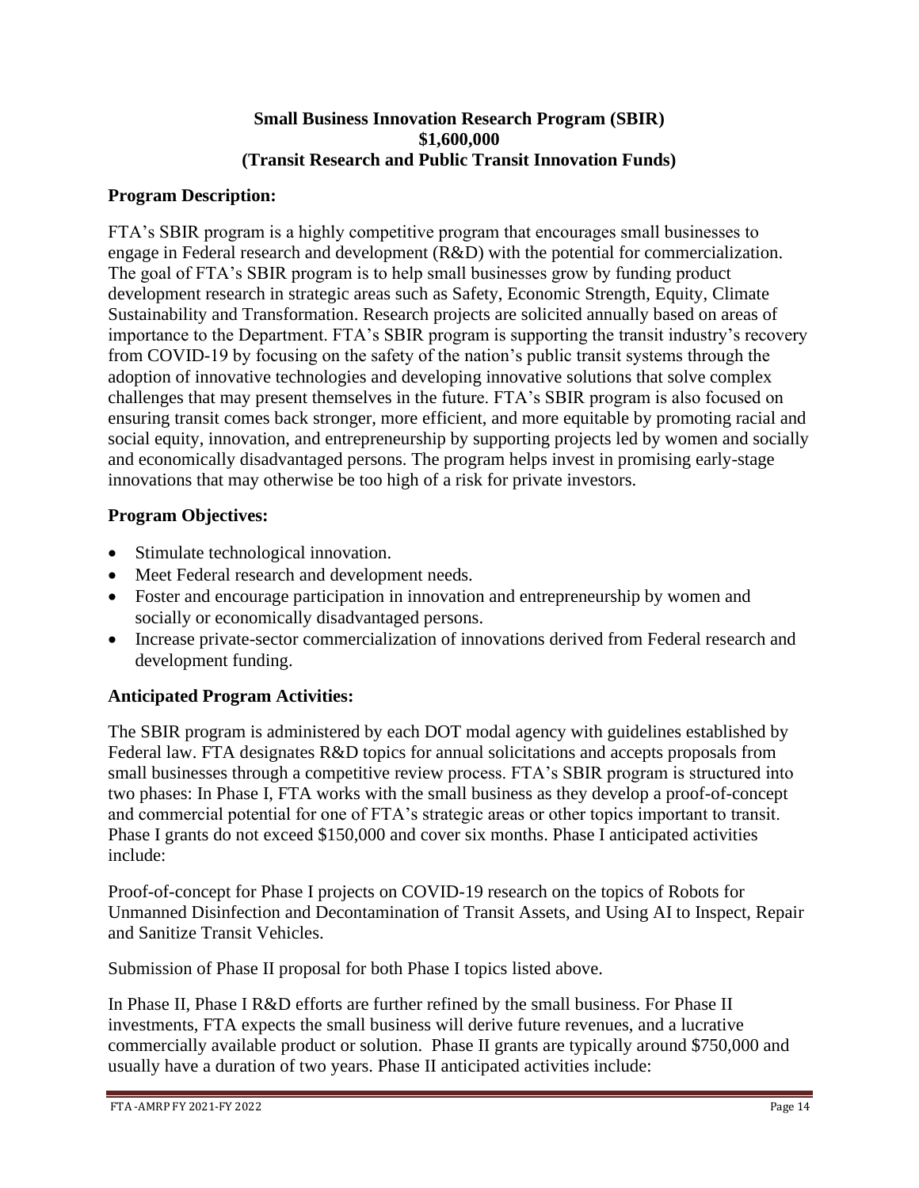**Small Business Innovation Research Program (SBIR)**
**$1,600,000**
**(Transit Research and Public Transit Innovation Funds)**

**Program Description:**

FTA's SBIR program is a highly competitive program that encourages small businesses to engage in Federal research and development (R&D) with the potential for commercialization. The goal of FTA's SBIR program is to help small businesses grow by funding product development research in strategic areas such as Safety, Economic Strength, Equity, Climate Sustainability and Transformation. Research projects are solicited annually based on areas of importance to the Department. FTA's SBIR program is supporting the transit industry's recovery from COVID-19 by focusing on the safety of the nation's public transit systems through the adoption of innovative technologies and developing innovative solutions that solve complex challenges that may present themselves in the future. FTA's SBIR program is also focused on ensuring transit comes back stronger, more efficient, and more equitable by promoting racial and social equity, innovation, and entrepreneurship by supporting projects led by women and socially and economically disadvantaged persons. The program helps invest in promising early-stage innovations that may otherwise be too high of a risk for private investors.

**Program Objectives:**

- Stimulate technological innovation.
- Meet Federal research and development needs.
- Foster and encourage participation in innovation and entrepreneurship by women and socially or economically disadvantaged persons.
- Increase private-sector commercialization of innovations derived from Federal research and development funding.

**Anticipated Program Activities:**

The SBIR program is administered by each DOT modal agency with guidelines established by Federal law. FTA designates R&D topics for annual solicitations and accepts proposals from small businesses through a competitive review process. FTA's SBIR program is structured into two phases: In Phase I, FTA works with the small business as they develop a proof-of-concept and commercial potential for one of FTA's strategic areas or other topics important to transit. Phase I grants do not exceed $150,000 and cover six months. Phase I anticipated activities include:

Proof-of-concept for Phase I projects on COVID-19 research on the topics of Robots for Unmanned Disinfection and Decontamination of Transit Assets, and Using AI to Inspect, Repair and Sanitize Transit Vehicles.

Submission of Phase II proposal for both Phase I topics listed above.

In Phase II, Phase I R&D efforts are further refined by the small business. For Phase II investments, FTA expects the small business will derive future revenues, and a lucrative commercially available product or solution. Phase II grants are typically around $750,000 and usually have a duration of two years. Phase II anticipated activities include: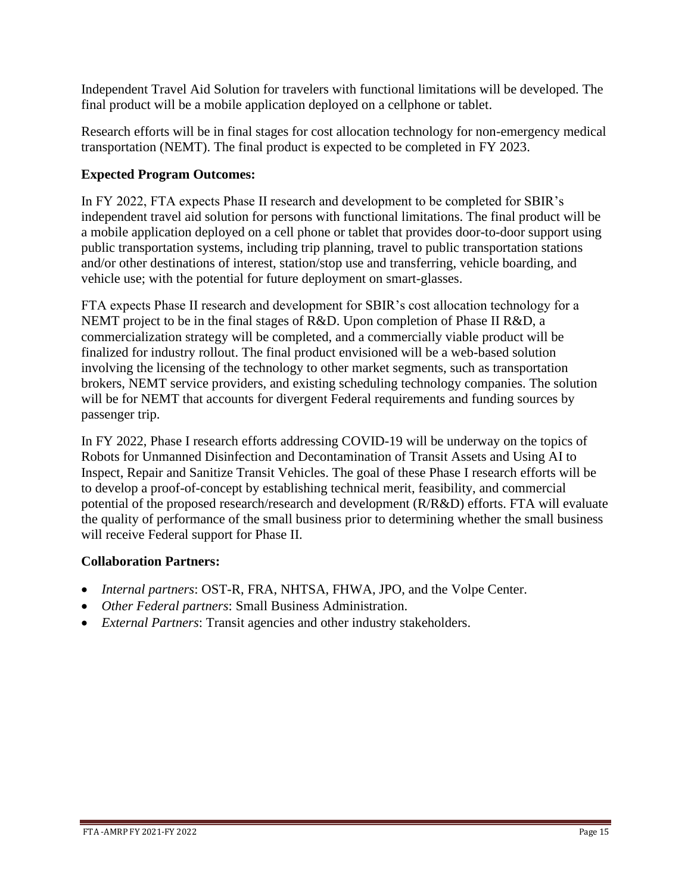Independent Travel Aid Solution for travelers with functional limitations will be developed. The final product will be a mobile application deployed on a cellphone or tablet.

Research efforts will be in final stages for cost allocation technology for non-emergency medical transportation (NEMT). The final product is expected to be completed in FY 2023.

**Expected Program Outcomes:**

In FY 2022, FTA expects Phase II research and development to be completed for SBIR's independent travel aid solution for persons with functional limitations. The final product will be a mobile application deployed on a cell phone or tablet that provides door-to-door support using public transportation systems, including trip planning, travel to public transportation stations and/or other destinations of interest, station/stop use and transferring, vehicle boarding, and vehicle use; with the potential for future deployment on smart-glasses.

FTA expects Phase II research and development for SBIR's cost allocation technology for a NEMT project to be in the final stages of R&D. Upon completion of Phase II R&D, a commercialization strategy will be completed, and a commercially viable product will be finalized for industry rollout. The final product envisioned will be a web-based solution involving the licensing of the technology to other market segments, such as transportation brokers, NEMT service providers, and existing scheduling technology companies. The solution will be for NEMT that accounts for divergent Federal requirements and funding sources by passenger trip.

In FY 2022, Phase I research efforts addressing COVID-19 will be underway on the topics of Robots for Unmanned Disinfection and Decontamination of Transit Assets and Using AI to Inspect, Repair and Sanitize Transit Vehicles. The goal of these Phase I research efforts will be to develop a proof-of-concept by establishing technical merit, feasibility, and commercial potential of the proposed research/research and development (R/R&D) efforts. FTA will evaluate the quality of performance of the small business prior to determining whether the small business will receive Federal support for Phase II.

**Collaboration Partners:**

- *Internal partners*: OST-R, FRA, NHTSA, FHWA, JPO, and the Volpe Center.
- *Other Federal partners*: Small Business Administration.
- *External Partners*: Transit agencies and other industry stakeholders.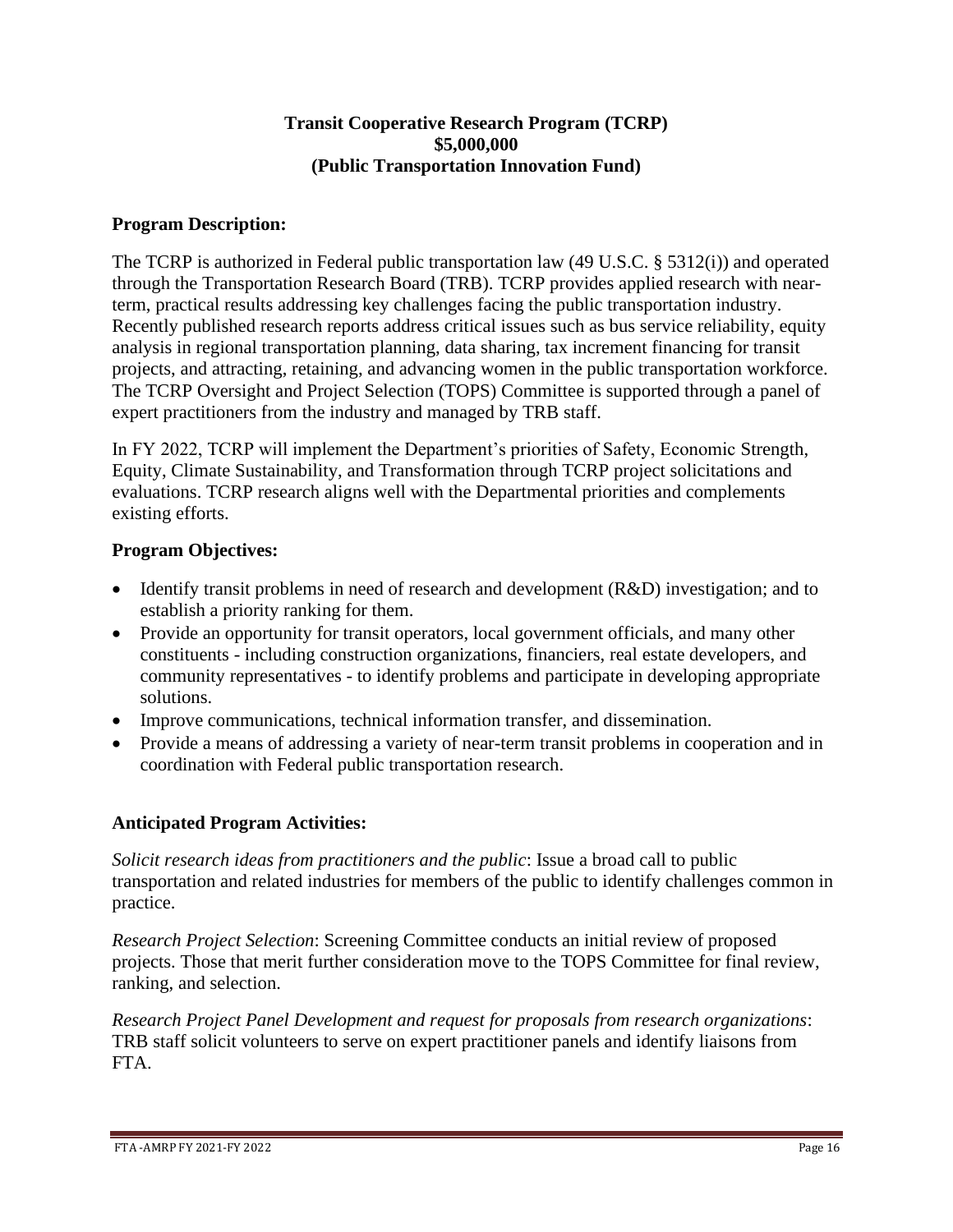**Transit Cooperative Research Program (TCRP)**
**$5,000,000**
**(Public Transportation Innovation Fund)**

## Program Description:

The TCRP is authorized in Federal public transportation law (49 U.S.C. § 5312(i)) and operated through the Transportation Research Board (TRB). TCRP provides applied research with near-term, practical results addressing key challenges facing the public transportation industry. Recently published research reports address critical issues such as bus service reliability, equity analysis in regional transportation planning, data sharing, tax increment financing for transit projects, and attracting, retaining, and advancing women in the public transportation workforce. The TCRP Oversight and Project Selection (TOPS) Committee is supported through a panel of expert practitioners from the industry and managed by TRB staff.

In FY 2022, TCRP will implement the Department's priorities of Safety, Economic Strength, Equity, Climate Sustainability, and Transformation through TCRP project solicitations and evaluations. TCRP research aligns well with the Departmental priorities and complements existing efforts.

## Program Objectives:

- Identify transit problems in need of research and development (R&D) investigation; and to establish a priority ranking for them.
- Provide an opportunity for transit operators, local government officials, and many other constituents - including construction organizations, financiers, real estate developers, and community representatives - to identify problems and participate in developing appropriate solutions.
- Improve communications, technical information transfer, and dissemination.
- Provide a means of addressing a variety of near-term transit problems in cooperation and in coordination with Federal public transportation research.

## Anticipated Program Activities:

*Solicit research ideas from practitioners and the public*: Issue a broad call to public transportation and related industries for members of the public to identify challenges common in practice.

*Research Project Selection*: Screening Committee conducts an initial review of proposed projects. Those that merit further consideration move to the TOPS Committee for final review, ranking, and selection.

*Research Project Panel Development and request for proposals from research organizations*: TRB staff solicit volunteers to serve on expert practitioner panels and identify liaisons from FTA.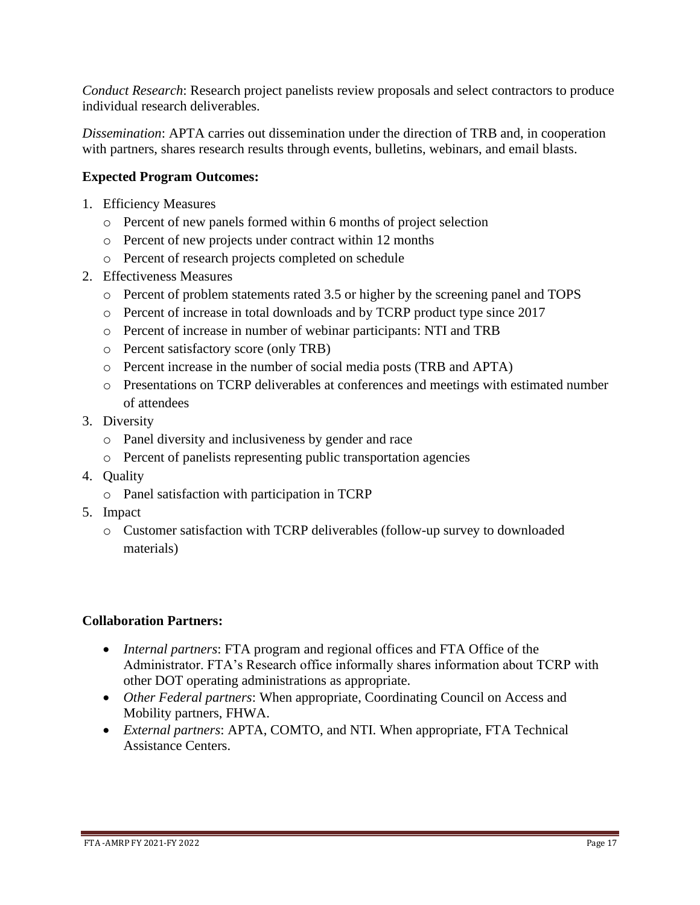*Conduct Research*: Research project panelists review proposals and select contractors to produce individual research deliverables.

*Dissemination*: APTA carries out dissemination under the direction of TRB and, in cooperation with partners, shares research results through events, bulletins, webinars, and email blasts.

**Expected Program Outcomes:**

1. Efficiency Measures
   - Percent of new panels formed within 6 months of project selection
   - Percent of new projects under contract within 12 months
   - Percent of research projects completed on schedule
2. Effectiveness Measures
   - Percent of problem statements rated 3.5 or higher by the screening panel and TOPS
   - Percent of increase in total downloads and by TCRP product type since 2017
   - Percent of increase in number of webinar participants: NTI and TRB
   - Percent satisfactory score (only TRB)
   - Percent increase in the number of social media posts (TRB and APTA)
   - Presentations on TCRP deliverables at conferences and meetings with estimated number of attendees
3. Diversity
   - Panel diversity and inclusiveness by gender and race
   - Percent of panelists representing public transportation agencies
4. Quality
   - Panel satisfaction with participation in TCRP
5. Impact
   - Customer satisfaction with TCRP deliverables (follow-up survey to downloaded materials)

**Collaboration Partners:**

- *Internal partners*: FTA program and regional offices and FTA Office of the Administrator. FTA's Research office informally shares information about TCRP with other DOT operating administrations as appropriate.
- *Other Federal partners*: When appropriate, Coordinating Council on Access and Mobility partners, FHWA.
- *External partners*: APTA, COMTO, and NTI. When appropriate, FTA Technical Assistance Centers.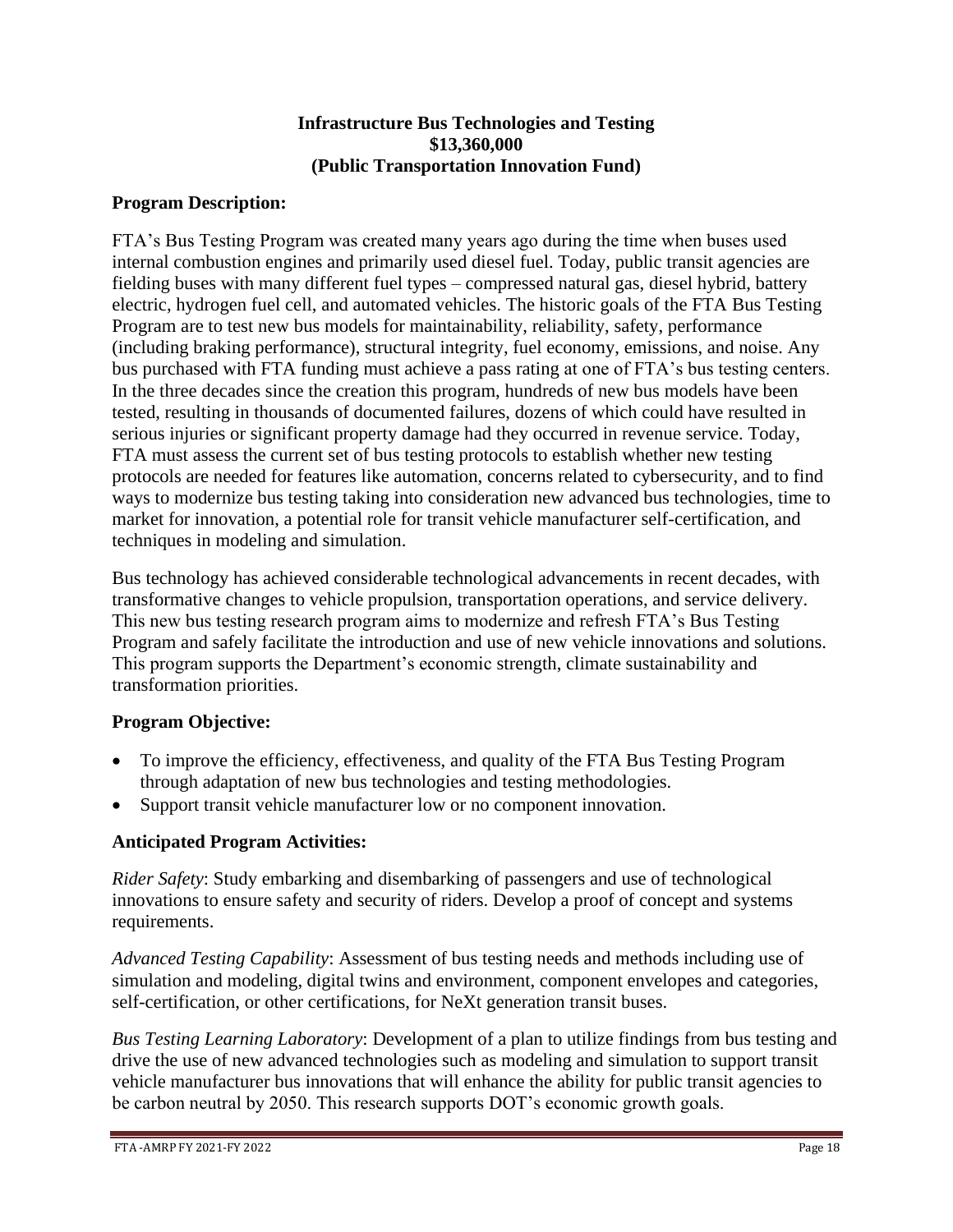**Infrastructure Bus Technologies and Testing**
**$13,360,000**
**(Public Transportation Innovation Fund)**

### Program Description:

FTA's Bus Testing Program was created many years ago during the time when buses used internal combustion engines and primarily used diesel fuel. Today, public transit agencies are fielding buses with many different fuel types – compressed natural gas, diesel hybrid, battery electric, hydrogen fuel cell, and automated vehicles. The historic goals of the FTA Bus Testing Program are to test new bus models for maintainability, reliability, safety, performance (including braking performance), structural integrity, fuel economy, emissions, and noise. Any bus purchased with FTA funding must achieve a pass rating at one of FTA's bus testing centers. In the three decades since the creation this program, hundreds of new bus models have been tested, resulting in thousands of documented failures, dozens of which could have resulted in serious injuries or significant property damage had they occurred in revenue service. Today, FTA must assess the current set of bus testing protocols to establish whether new testing protocols are needed for features like automation, concerns related to cybersecurity, and to find ways to modernize bus testing taking into consideration new advanced bus technologies, time to market for innovation, a potential role for transit vehicle manufacturer self-certification, and techniques in modeling and simulation.

Bus technology has achieved considerable technological advancements in recent decades, with transformative changes to vehicle propulsion, transportation operations, and service delivery. This new bus testing research program aims to modernize and refresh FTA's Bus Testing Program and safely facilitate the introduction and use of new vehicle innovations and solutions. This program supports the Department's economic strength, climate sustainability and transformation priorities.

### Program Objective:

- To improve the efficiency, effectiveness, and quality of the FTA Bus Testing Program through adaptation of new bus technologies and testing methodologies.
- Support transit vehicle manufacturer low or no component innovation.

### Anticipated Program Activities:

*Rider Safety*: Study embarking and disembarking of passengers and use of technological innovations to ensure safety and security of riders. Develop a proof of concept and systems requirements.

*Advanced Testing Capability*: Assessment of bus testing needs and methods including use of simulation and modeling, digital twins and environment, component envelopes and categories, self-certification, or other certifications, for NeXt generation transit buses.

*Bus Testing Learning Laboratory*: Development of a plan to utilize findings from bus testing and drive the use of new advanced technologies such as modeling and simulation to support transit vehicle manufacturer bus innovations that will enhance the ability for public transit agencies to be carbon neutral by 2050. This research supports DOT's economic growth goals.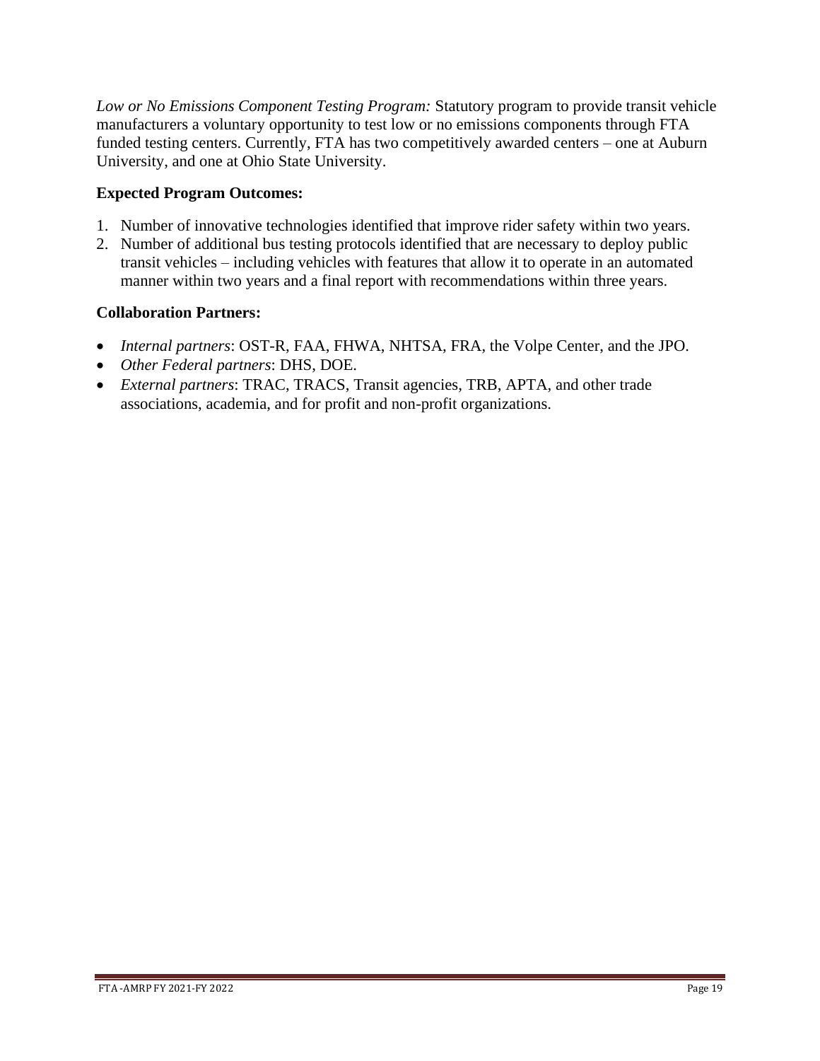*Low or No Emissions Component Testing Program:* Statutory program to provide transit vehicle manufacturers a voluntary opportunity to test low or no emissions components through FTA funded testing centers. Currently, FTA has two competitively awarded centers – one at Auburn University, and one at Ohio State University.

**Expected Program Outcomes:**

1. Number of innovative technologies identified that improve rider safety within two years.
2. Number of additional bus testing protocols identified that are necessary to deploy public transit vehicles – including vehicles with features that allow it to operate in an automated manner within two years and a final report with recommendations within three years.

**Collaboration Partners:**

- *Internal partners*: OST-R, FAA, FHWA, NHTSA, FRA, the Volpe Center, and the JPO.
- *Other Federal partners*: DHS, DOE.
- *External partners*: TRAC, TRACS, Transit agencies, TRB, APTA, and other trade associations, academia, and for profit and non-profit organizations.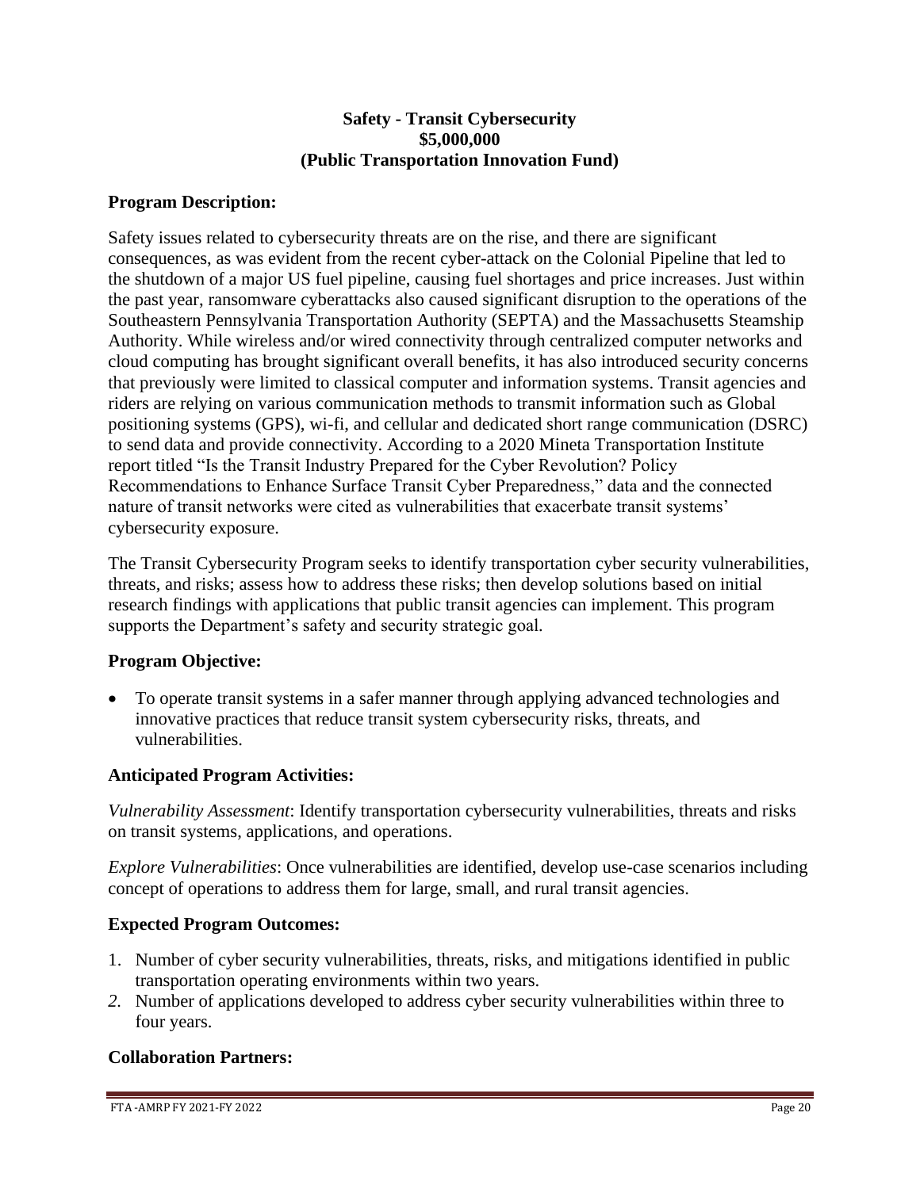**Safety - Transit Cybersecurity**
**$5,000,000**
**(Public Transportation Innovation Fund)**

### Program Description:

Safety issues related to cybersecurity threats are on the rise, and there are significant consequences, as was evident from the recent cyber-attack on the Colonial Pipeline that led to the shutdown of a major US fuel pipeline, causing fuel shortages and price increases. Just within the past year, ransomware cyberattacks also caused significant disruption to the operations of the Southeastern Pennsylvania Transportation Authority (SEPTA) and the Massachusetts Steamship Authority. While wireless and/or wired connectivity through centralized computer networks and cloud computing has brought significant overall benefits, it has also introduced security concerns that previously were limited to classical computer and information systems. Transit agencies and riders are relying on various communication methods to transmit information such as Global positioning systems (GPS), wi-fi, and cellular and dedicated short range communication (DSRC) to send data and provide connectivity. According to a 2020 Mineta Transportation Institute report titled "Is the Transit Industry Prepared for the Cyber Revolution? Policy Recommendations to Enhance Surface Transit Cyber Preparedness," data and the connected nature of transit networks were cited as vulnerabilities that exacerbate transit systems' cybersecurity exposure.

The Transit Cybersecurity Program seeks to identify transportation cyber security vulnerabilities, threats, and risks; assess how to address these risks; then develop solutions based on initial research findings with applications that public transit agencies can implement. This program supports the Department's safety and security strategic goal.

### Program Objective:

- To operate transit systems in a safer manner through applying advanced technologies and innovative practices that reduce transit system cybersecurity risks, threats, and vulnerabilities.

### Anticipated Program Activities:

*Vulnerability Assessment*: Identify transportation cybersecurity vulnerabilities, threats and risks on transit systems, applications, and operations.

*Explore Vulnerabilities*: Once vulnerabilities are identified, develop use-case scenarios including concept of operations to address them for large, small, and rural transit agencies.

### Expected Program Outcomes:

1. Number of cyber security vulnerabilities, threats, risks, and mitigations identified in public transportation operating environments within two years.
2. Number of applications developed to address cyber security vulnerabilities within three to four years.

### Collaboration Partners: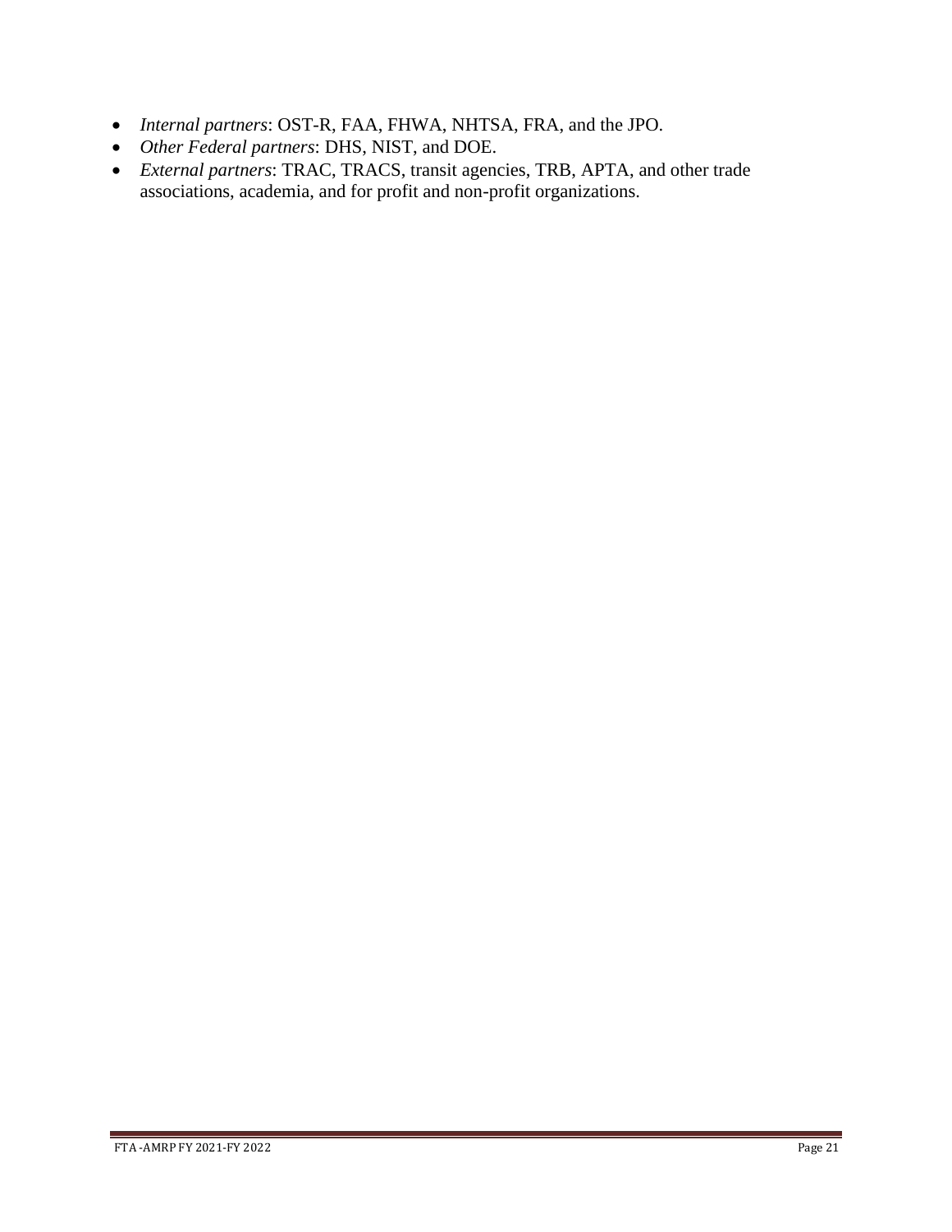- *Internal partners*: OST-R, FAA, FHWA, NHTSA, FRA, and the JPO.
- *Other Federal partners*: DHS, NIST, and DOE.
- *External partners*: TRAC, TRACS, transit agencies, TRB, APTA, and other trade associations, academia, and for profit and non-profit organizations.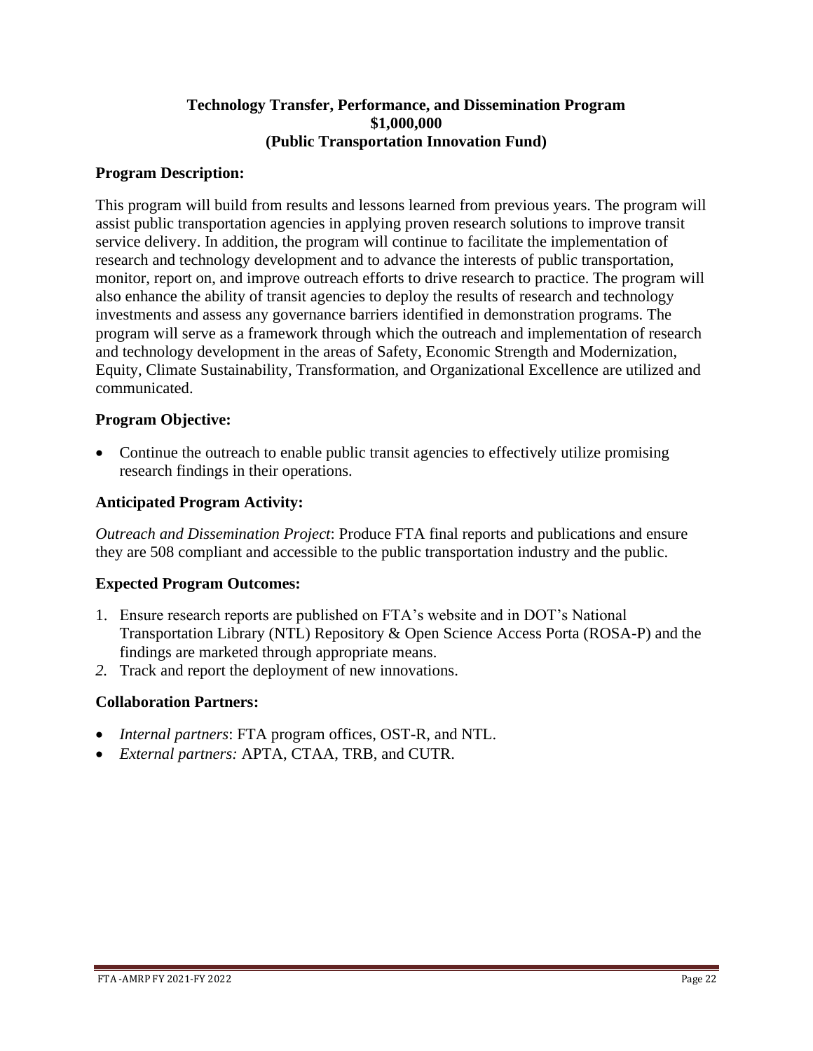## Technology Transfer, Performance, and Dissemination Program
## $1,000,000
## (Public Transportation Innovation Fund)

### Program Description:

This program will build from results and lessons learned from previous years. The program will assist public transportation agencies in applying proven research solutions to improve transit service delivery. In addition, the program will continue to facilitate the implementation of research and technology development and to advance the interests of public transportation, monitor, report on, and improve outreach efforts to drive research to practice. The program will also enhance the ability of transit agencies to deploy the results of research and technology investments and assess any governance barriers identified in demonstration programs. The program will serve as a framework through which the outreach and implementation of research and technology development in the areas of Safety, Economic Strength and Modernization, Equity, Climate Sustainability, Transformation, and Organizational Excellence are utilized and communicated.

### Program Objective:

- Continue the outreach to enable public transit agencies to effectively utilize promising research findings in their operations.

### Anticipated Program Activity:

*Outreach and Dissemination Project*: Produce FTA final reports and publications and ensure they are 508 compliant and accessible to the public transportation industry and the public.

### Expected Program Outcomes:

1. Ensure research reports are published on FTA's website and in DOT's National Transportation Library (NTL) Repository & Open Science Access Porta (ROSA-P) and the findings are marketed through appropriate means.
2. Track and report the deployment of new innovations.

### Collaboration Partners:

- *Internal partners*: FTA program offices, OST-R, and NTL.
- *External partners:* APTA, CTAA, TRB, and CUTR.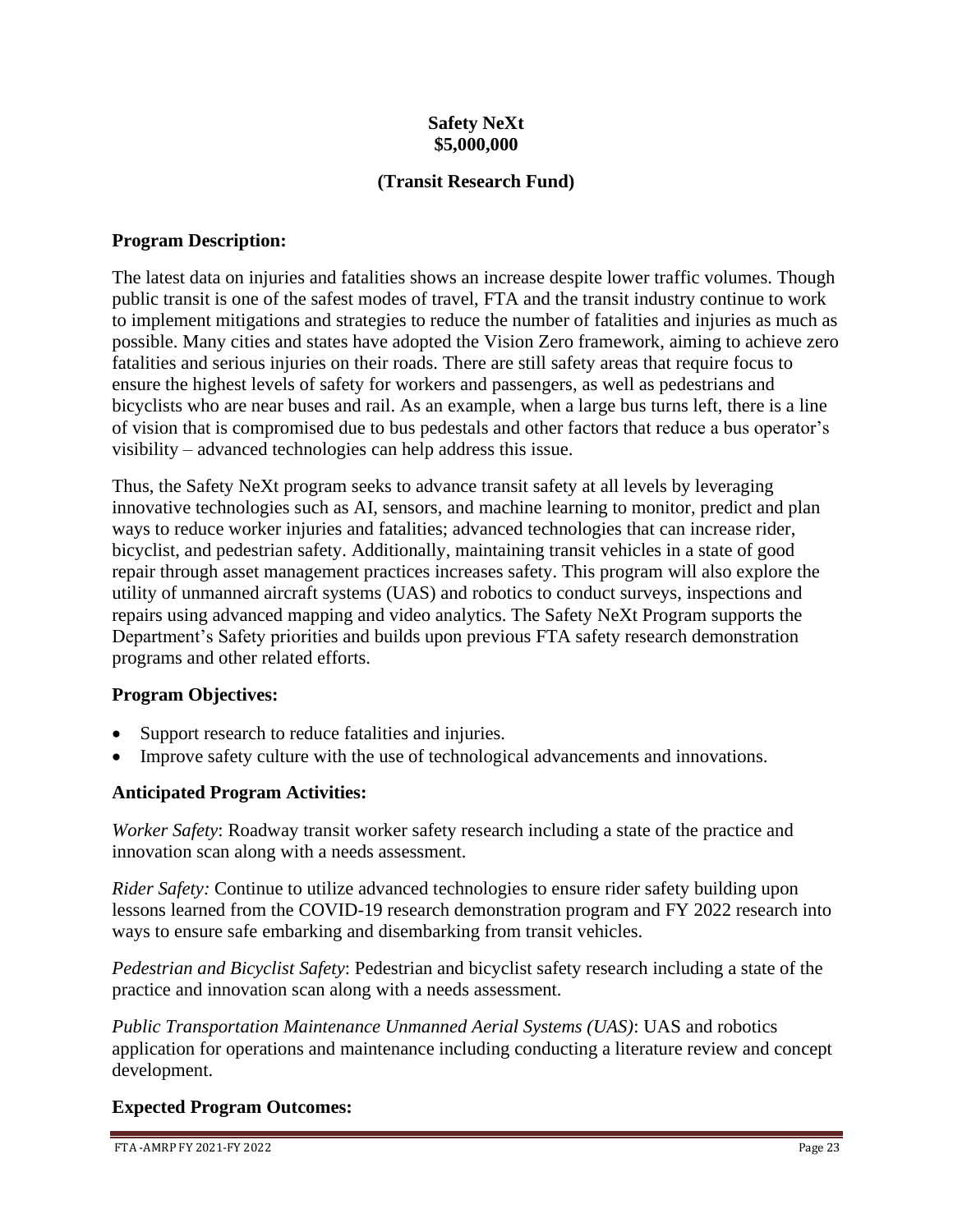**Safety NeXt**
**$5,000,000**

**(Transit Research Fund)**

### Program Description:

The latest data on injuries and fatalities shows an increase despite lower traffic volumes. Though public transit is one of the safest modes of travel, FTA and the transit industry continue to work to implement mitigations and strategies to reduce the number of fatalities and injuries as much as possible. Many cities and states have adopted the Vision Zero framework, aiming to achieve zero fatalities and serious injuries on their roads. There are still safety areas that require focus to ensure the highest levels of safety for workers and passengers, as well as pedestrians and bicyclists who are near buses and rail. As an example, when a large bus turns left, there is a line of vision that is compromised due to bus pedestals and other factors that reduce a bus operator's visibility – advanced technologies can help address this issue.

Thus, the Safety NeXt program seeks to advance transit safety at all levels by leveraging innovative technologies such as AI, sensors, and machine learning to monitor, predict and plan ways to reduce worker injuries and fatalities; advanced technologies that can increase rider, bicyclist, and pedestrian safety. Additionally, maintaining transit vehicles in a state of good repair through asset management practices increases safety. This program will also explore the utility of unmanned aircraft systems (UAS) and robotics to conduct surveys, inspections and repairs using advanced mapping and video analytics. The Safety NeXt Program supports the Department's Safety priorities and builds upon previous FTA safety research demonstration programs and other related efforts.

### Program Objectives:

- Support research to reduce fatalities and injuries.
- Improve safety culture with the use of technological advancements and innovations.

### Anticipated Program Activities:

*Worker Safety*: Roadway transit worker safety research including a state of the practice and innovation scan along with a needs assessment.

*Rider Safety:* Continue to utilize advanced technologies to ensure rider safety building upon lessons learned from the COVID-19 research demonstration program and FY 2022 research into ways to ensure safe embarking and disembarking from transit vehicles.

*Pedestrian and Bicyclist Safety*: Pedestrian and bicyclist safety research including a state of the practice and innovation scan along with a needs assessment.

*Public Transportation Maintenance Unmanned Aerial Systems (UAS)*: UAS and robotics application for operations and maintenance including conducting a literature review and concept development.

### Expected Program Outcomes: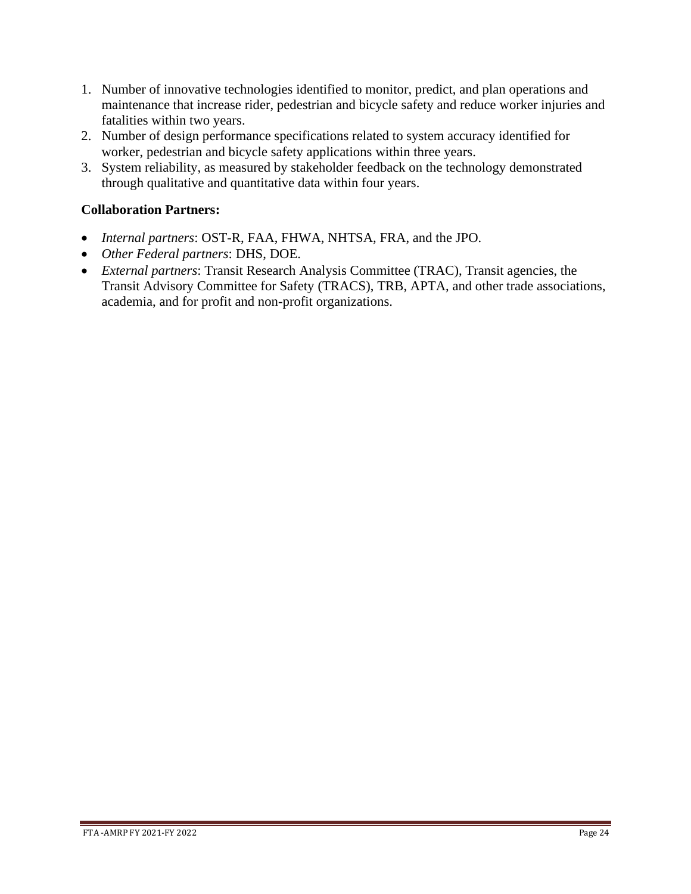1. Number of innovative technologies identified to monitor, predict, and plan operations and maintenance that increase rider, pedestrian and bicycle safety and reduce worker injuries and fatalities within two years.
2. Number of design performance specifications related to system accuracy identified for worker, pedestrian and bicycle safety applications within three years.
3. System reliability, as measured by stakeholder feedback on the technology demonstrated through qualitative and quantitative data within four years.

**Collaboration Partners:**

- *Internal partners*: OST-R, FAA, FHWA, NHTSA, FRA, and the JPO.
- *Other Federal partners*: DHS, DOE.
- *External partners*: Transit Research Analysis Committee (TRAC), Transit agencies, the Transit Advisory Committee for Safety (TRACS), TRB, APTA, and other trade associations, academia, and for profit and non-profit organizations.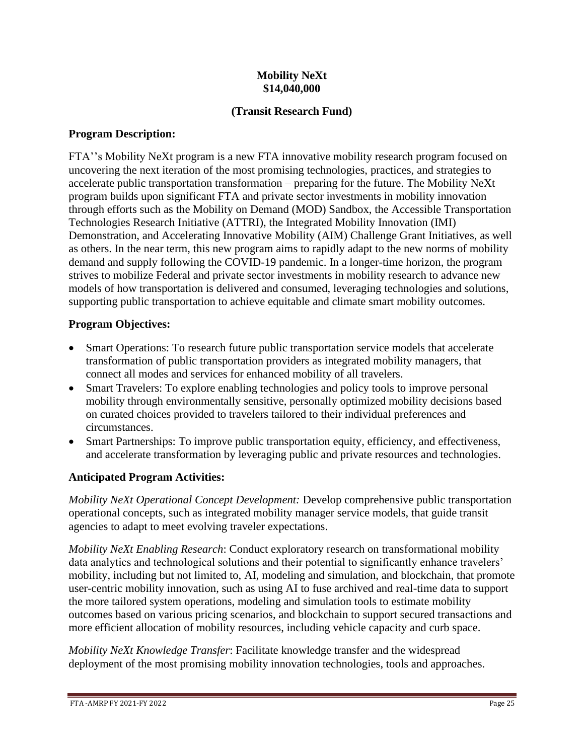**Mobility NeXt**
**$14,040,000**

**(Transit Research Fund)**

## Program Description:

FTA''s Mobility NeXt program is a new FTA innovative mobility research program focused on uncovering the next iteration of the most promising technologies, practices, and strategies to accelerate public transportation transformation – preparing for the future. The Mobility NeXt program builds upon significant FTA and private sector investments in mobility innovation through efforts such as the Mobility on Demand (MOD) Sandbox, the Accessible Transportation Technologies Research Initiative (ATTRI), the Integrated Mobility Innovation (IMI) Demonstration, and Accelerating Innovative Mobility (AIM) Challenge Grant Initiatives, as well as others. In the near term, this new program aims to rapidly adapt to the new norms of mobility demand and supply following the COVID-19 pandemic. In a longer-time horizon, the program strives to mobilize Federal and private sector investments in mobility research to advance new models of how transportation is delivered and consumed, leveraging technologies and solutions, supporting public transportation to achieve equitable and climate smart mobility outcomes.

## Program Objectives:

- Smart Operations: To research future public transportation service models that accelerate transformation of public transportation providers as integrated mobility managers, that connect all modes and services for enhanced mobility of all travelers.
- Smart Travelers: To explore enabling technologies and policy tools to improve personal mobility through environmentally sensitive, personally optimized mobility decisions based on curated choices provided to travelers tailored to their individual preferences and circumstances.
- Smart Partnerships: To improve public transportation equity, efficiency, and effectiveness, and accelerate transformation by leveraging public and private resources and technologies.

## Anticipated Program Activities:

*Mobility NeXt Operational Concept Development:* Develop comprehensive public transportation operational concepts, such as integrated mobility manager service models, that guide transit agencies to adapt to meet evolving traveler expectations.

*Mobility NeXt Enabling Research*: Conduct exploratory research on transformational mobility data analytics and technological solutions and their potential to significantly enhance travelers' mobility, including but not limited to, AI, modeling and simulation, and blockchain, that promote user-centric mobility innovation, such as using AI to fuse archived and real-time data to support the more tailored system operations, modeling and simulation tools to estimate mobility outcomes based on various pricing scenarios, and blockchain to support secured transactions and more efficient allocation of mobility resources, including vehicle capacity and curb space.

*Mobility NeXt Knowledge Transfer*: Facilitate knowledge transfer and the widespread deployment of the most promising mobility innovation technologies, tools and approaches.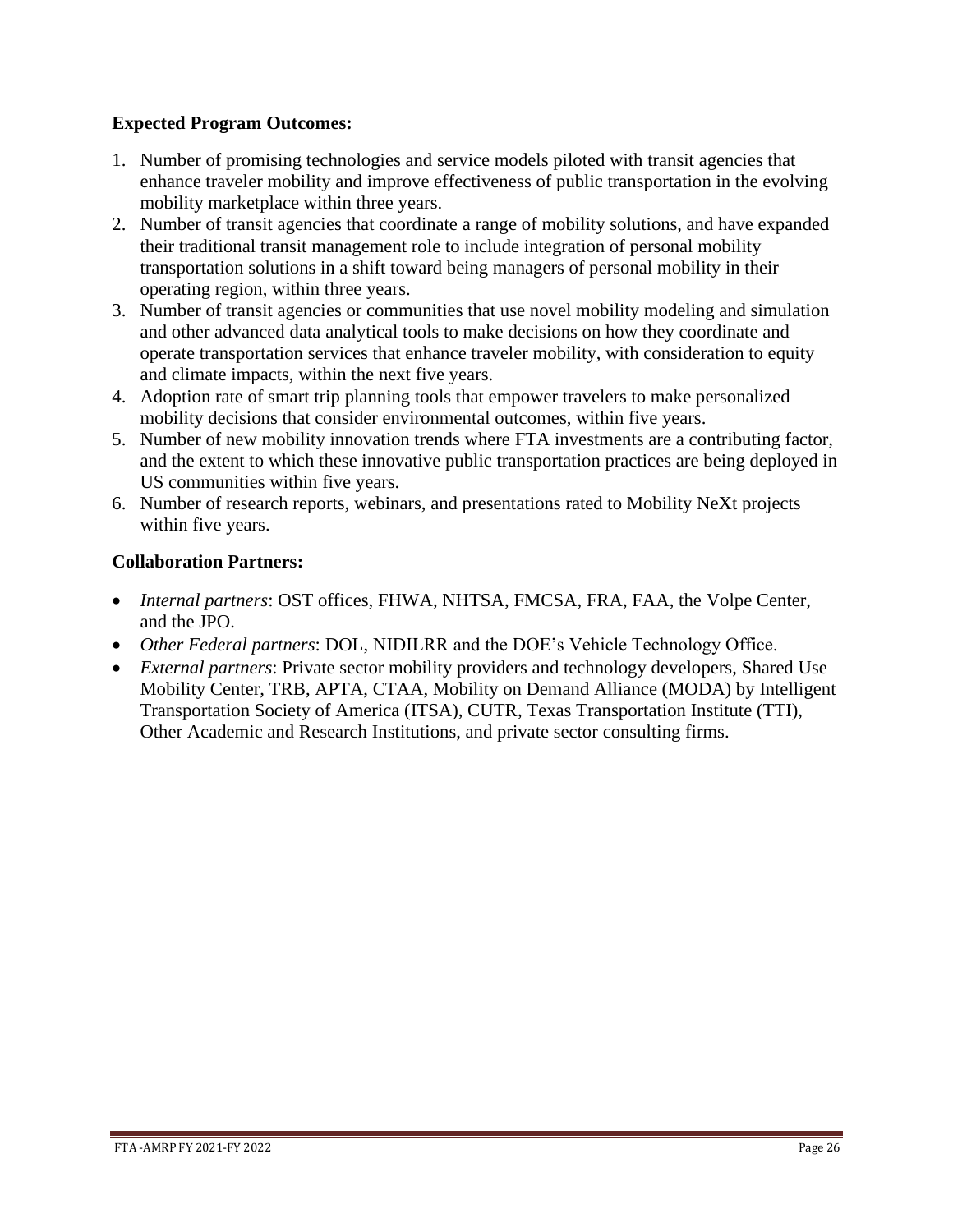**Expected Program Outcomes:**

1. Number of promising technologies and service models piloted with transit agencies that enhance traveler mobility and improve effectiveness of public transportation in the evolving mobility marketplace within three years.
2. Number of transit agencies that coordinate a range of mobility solutions, and have expanded their traditional transit management role to include integration of personal mobility transportation solutions in a shift toward being managers of personal mobility in their operating region, within three years.
3. Number of transit agencies or communities that use novel mobility modeling and simulation and other advanced data analytical tools to make decisions on how they coordinate and operate transportation services that enhance traveler mobility, with consideration to equity and climate impacts, within the next five years.
4. Adoption rate of smart trip planning tools that empower travelers to make personalized mobility decisions that consider environmental outcomes, within five years.
5. Number of new mobility innovation trends where FTA investments are a contributing factor, and the extent to which these innovative public transportation practices are being deployed in US communities within five years.
6. Number of research reports, webinars, and presentations rated to Mobility NeXt projects within five years.

**Collaboration Partners:**

- *Internal partners*: OST offices, FHWA, NHTSA, FMCSA, FRA, FAA, the Volpe Center, and the JPO.
- *Other Federal partners*: DOL, NIDILRR and the DOE's Vehicle Technology Office.
- *External partners*: Private sector mobility providers and technology developers, Shared Use Mobility Center, TRB, APTA, CTAA, Mobility on Demand Alliance (MODA) by Intelligent Transportation Society of America (ITSA), CUTR, Texas Transportation Institute (TTI), Other Academic and Research Institutions, and private sector consulting firms.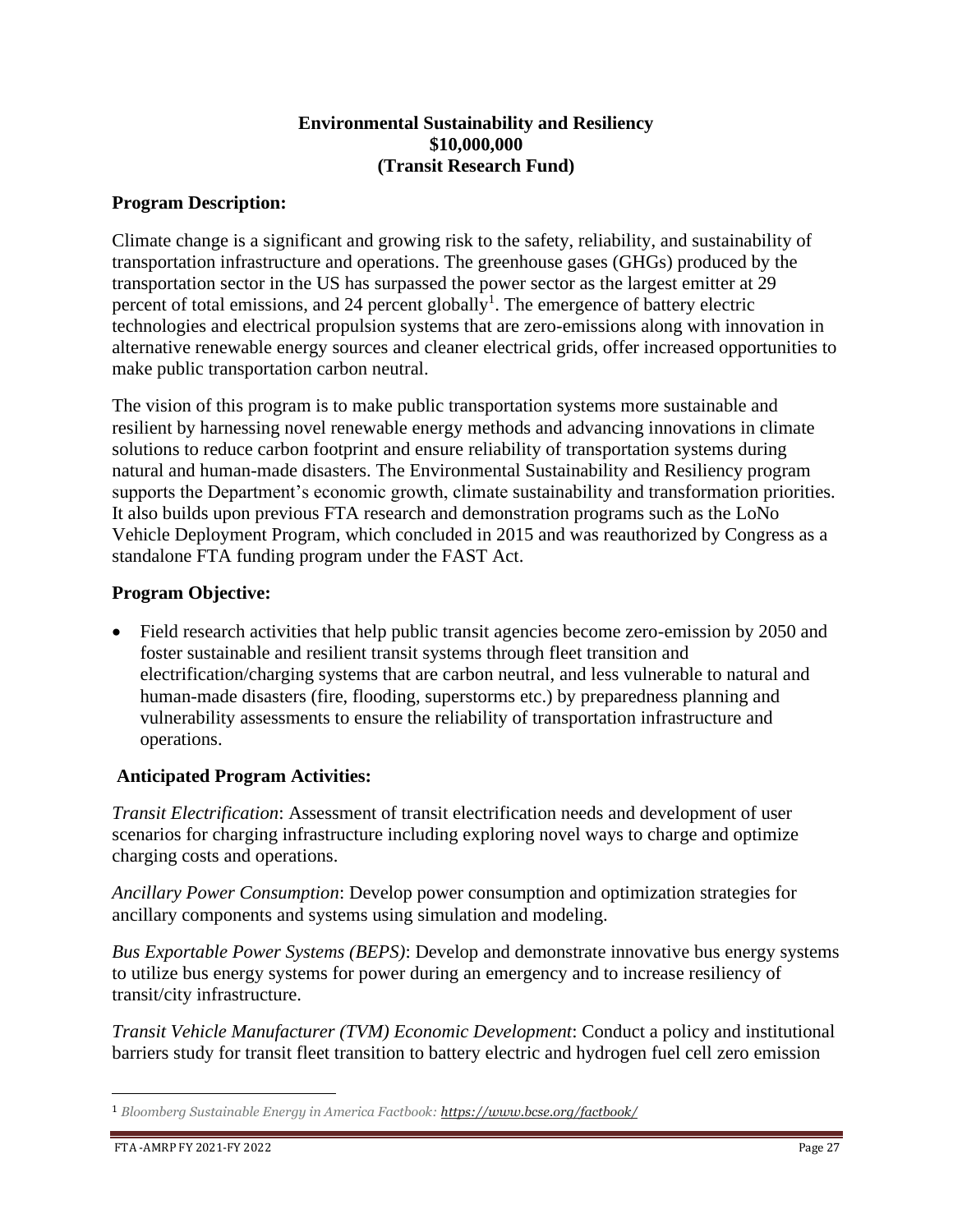**Environmental Sustainability and Resiliency**
**$10,000,000**
**(Transit Research Fund)**

**Program Description:**

Climate change is a significant and growing risk to the safety, reliability, and sustainability of transportation infrastructure and operations. The greenhouse gases (GHGs) produced by the transportation sector in the US has surpassed the power sector as the largest emitter at 29 percent of total emissions, and 24 percent globally[1]. The emergence of battery electric technologies and electrical propulsion systems that are zero-emissions along with innovation in alternative renewable energy sources and cleaner electrical grids, offer increased opportunities to make public transportation carbon neutral.

The vision of this program is to make public transportation systems more sustainable and resilient by harnessing novel renewable energy methods and advancing innovations in climate solutions to reduce carbon footprint and ensure reliability of transportation systems during natural and human-made disasters. The Environmental Sustainability and Resiliency program supports the Department's economic growth, climate sustainability and transformation priorities. It also builds upon previous FTA research and demonstration programs such as the LoNo Vehicle Deployment Program, which concluded in 2015 and was reauthorized by Congress as a standalone FTA funding program under the FAST Act.

**Program Objective:**

- Field research activities that help public transit agencies become zero-emission by 2050 and foster sustainable and resilient transit systems through fleet transition and electrification/charging systems that are carbon neutral, and less vulnerable to natural and human-made disasters (fire, flooding, superstorms etc.) by preparedness planning and vulnerability assessments to ensure the reliability of transportation infrastructure and operations.

**Anticipated Program Activities:**

*Transit Electrification*: Assessment of transit electrification needs and development of user scenarios for charging infrastructure including exploring novel ways to charge and optimize charging costs and operations.

*Ancillary Power Consumption*: Develop power consumption and optimization strategies for ancillary components and systems using simulation and modeling.

*Bus Exportable Power Systems (BEPS)*: Develop and demonstrate innovative bus energy systems to utilize bus energy systems for power during an emergency and to increase resiliency of transit/city infrastructure.

*Transit Vehicle Manufacturer (TVM) Economic Development*: Conduct a policy and institutional barriers study for transit fleet transition to battery electric and hydrogen fuel cell zero emission

[1] *Bloomberg Sustainable Energy in America Factbook: https://www.bcse.org/factbook/*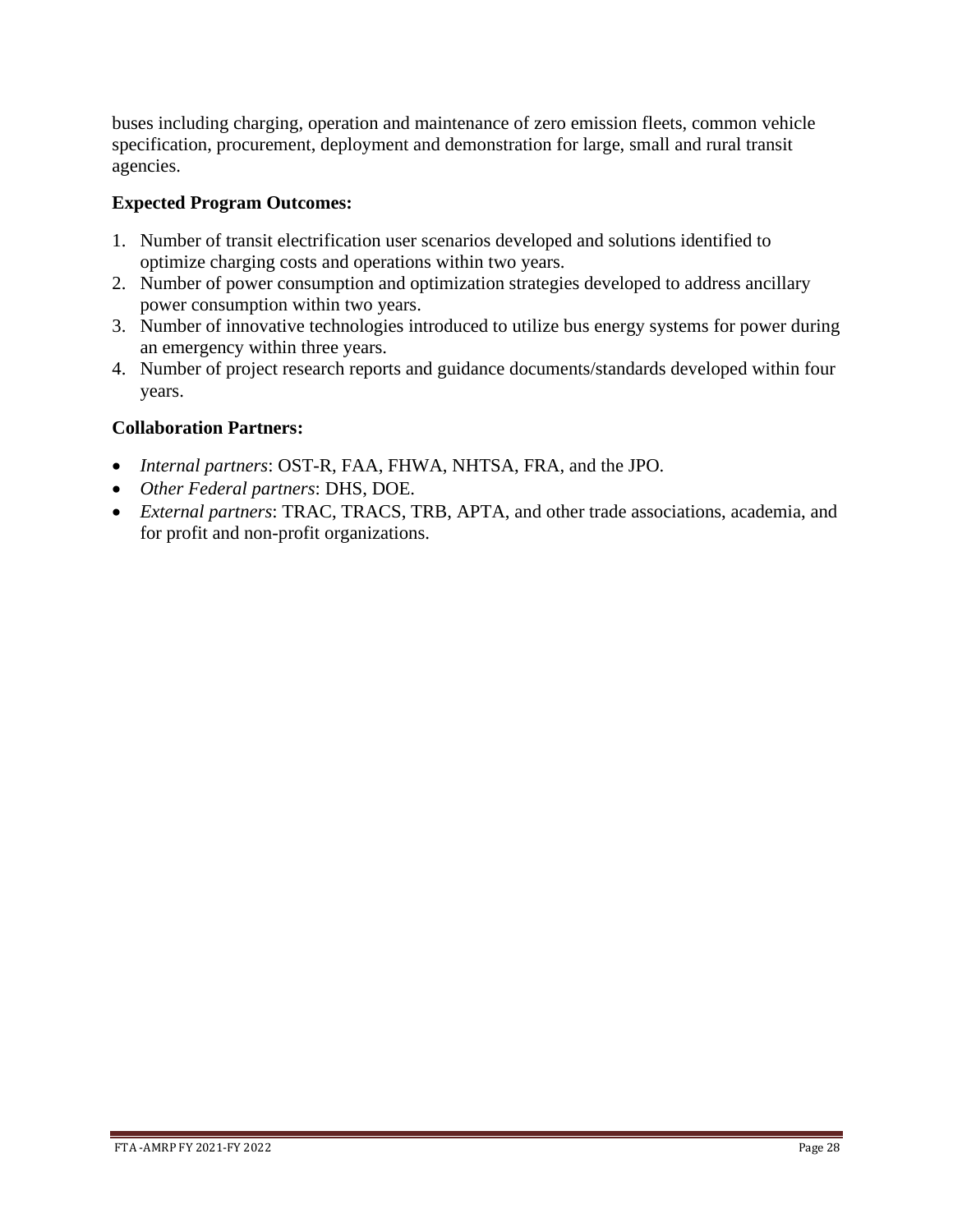buses including charging, operation and maintenance of zero emission fleets, common vehicle specification, procurement, deployment and demonstration for large, small and rural transit agencies.

**Expected Program Outcomes:**

1. Number of transit electrification user scenarios developed and solutions identified to optimize charging costs and operations within two years.
2. Number of power consumption and optimization strategies developed to address ancillary power consumption within two years.
3. Number of innovative technologies introduced to utilize bus energy systems for power during an emergency within three years.
4. Number of project research reports and guidance documents/standards developed within four years.

**Collaboration Partners:**

- *Internal partners*: OST-R, FAA, FHWA, NHTSA, FRA, and the JPO.
- *Other Federal partners*: DHS, DOE.
- *External partners*: TRAC, TRACS, TRB, APTA, and other trade associations, academia, and for profit and non-profit organizations.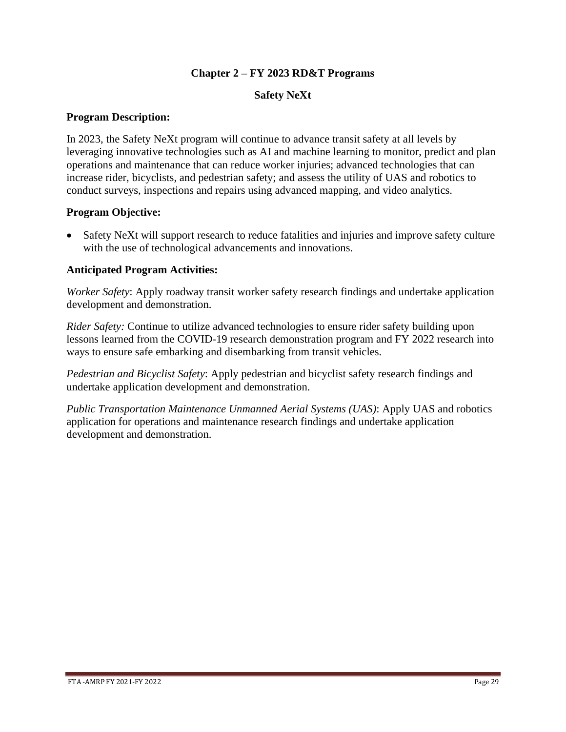# Chapter 2 – FY 2023 RD&T Programs

## Safety NeXt

### Program Description:

In 2023, the Safety NeXt program will continue to advance transit safety at all levels by leveraging innovative technologies such as AI and machine learning to monitor, predict and plan operations and maintenance that can reduce worker injuries; advanced technologies that can increase rider, bicyclists, and pedestrian safety; and assess the utility of UAS and robotics to conduct surveys, inspections and repairs using advanced mapping, and video analytics.

### Program Objective:

- Safety NeXt will support research to reduce fatalities and injuries and improve safety culture with the use of technological advancements and innovations.

### Anticipated Program Activities:

*Worker Safety*: Apply roadway transit worker safety research findings and undertake application development and demonstration.

*Rider Safety:* Continue to utilize advanced technologies to ensure rider safety building upon lessons learned from the COVID-19 research demonstration program and FY 2022 research into ways to ensure safe embarking and disembarking from transit vehicles.

*Pedestrian and Bicyclist Safety*: Apply pedestrian and bicyclist safety research findings and undertake application development and demonstration.

*Public Transportation Maintenance Unmanned Aerial Systems (UAS)*: Apply UAS and robotics application for operations and maintenance research findings and undertake application development and demonstration.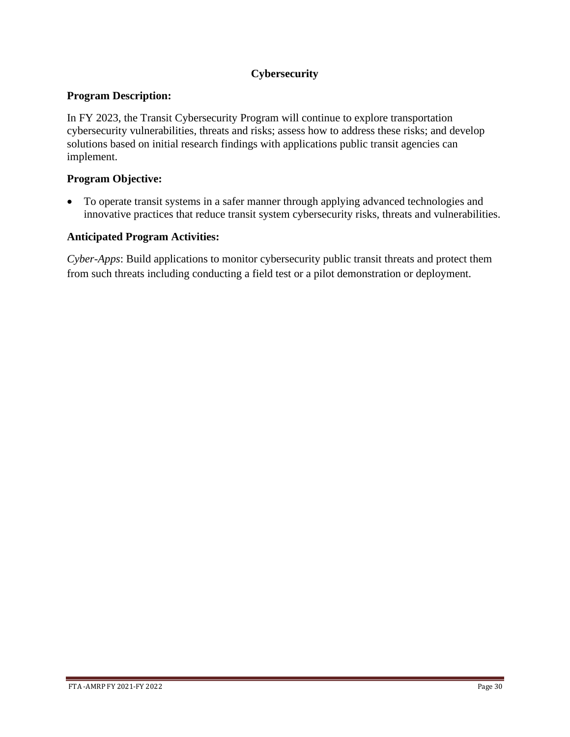## Cybersecurity

### Program Description:

In FY 2023, the Transit Cybersecurity Program will continue to explore transportation cybersecurity vulnerabilities, threats and risks; assess how to address these risks; and develop solutions based on initial research findings with applications public transit agencies can implement.

### Program Objective:

- To operate transit systems in a safer manner through applying advanced technologies and innovative practices that reduce transit system cybersecurity risks, threats and vulnerabilities.

### Anticipated Program Activities:

*Cyber-Apps*: Build applications to monitor cybersecurity public transit threats and protect them from such threats including conducting a field test or a pilot demonstration or deployment.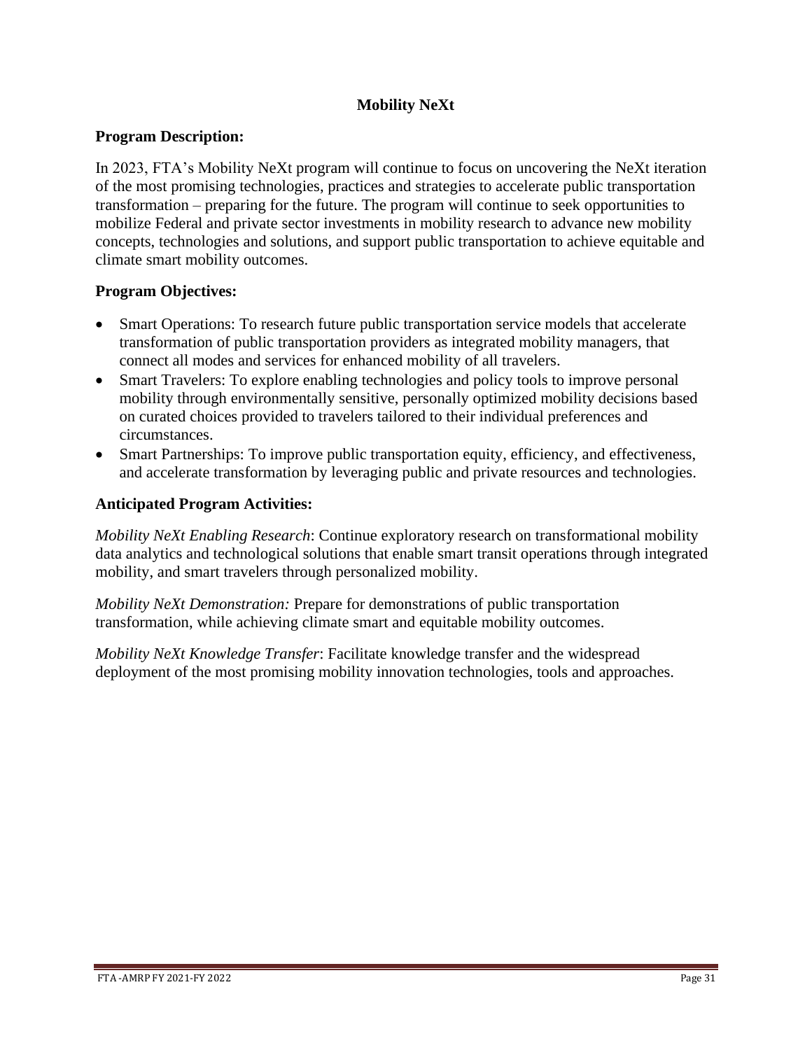## Mobility NeXt

### Program Description:

In 2023, FTA's Mobility NeXt program will continue to focus on uncovering the NeXt iteration of the most promising technologies, practices and strategies to accelerate public transportation transformation – preparing for the future. The program will continue to seek opportunities to mobilize Federal and private sector investments in mobility research to advance new mobility concepts, technologies and solutions, and support public transportation to achieve equitable and climate smart mobility outcomes.

### Program Objectives:

- Smart Operations: To research future public transportation service models that accelerate transformation of public transportation providers as integrated mobility managers, that connect all modes and services for enhanced mobility of all travelers.
- Smart Travelers: To explore enabling technologies and policy tools to improve personal mobility through environmentally sensitive, personally optimized mobility decisions based on curated choices provided to travelers tailored to their individual preferences and circumstances.
- Smart Partnerships: To improve public transportation equity, efficiency, and effectiveness, and accelerate transformation by leveraging public and private resources and technologies.

### Anticipated Program Activities:

*Mobility NeXt Enabling Research*: Continue exploratory research on transformational mobility data analytics and technological solutions that enable smart transit operations through integrated mobility, and smart travelers through personalized mobility.

*Mobility NeXt Demonstration:* Prepare for demonstrations of public transportation transformation, while achieving climate smart and equitable mobility outcomes.

*Mobility NeXt Knowledge Transfer*: Facilitate knowledge transfer and the widespread deployment of the most promising mobility innovation technologies, tools and approaches.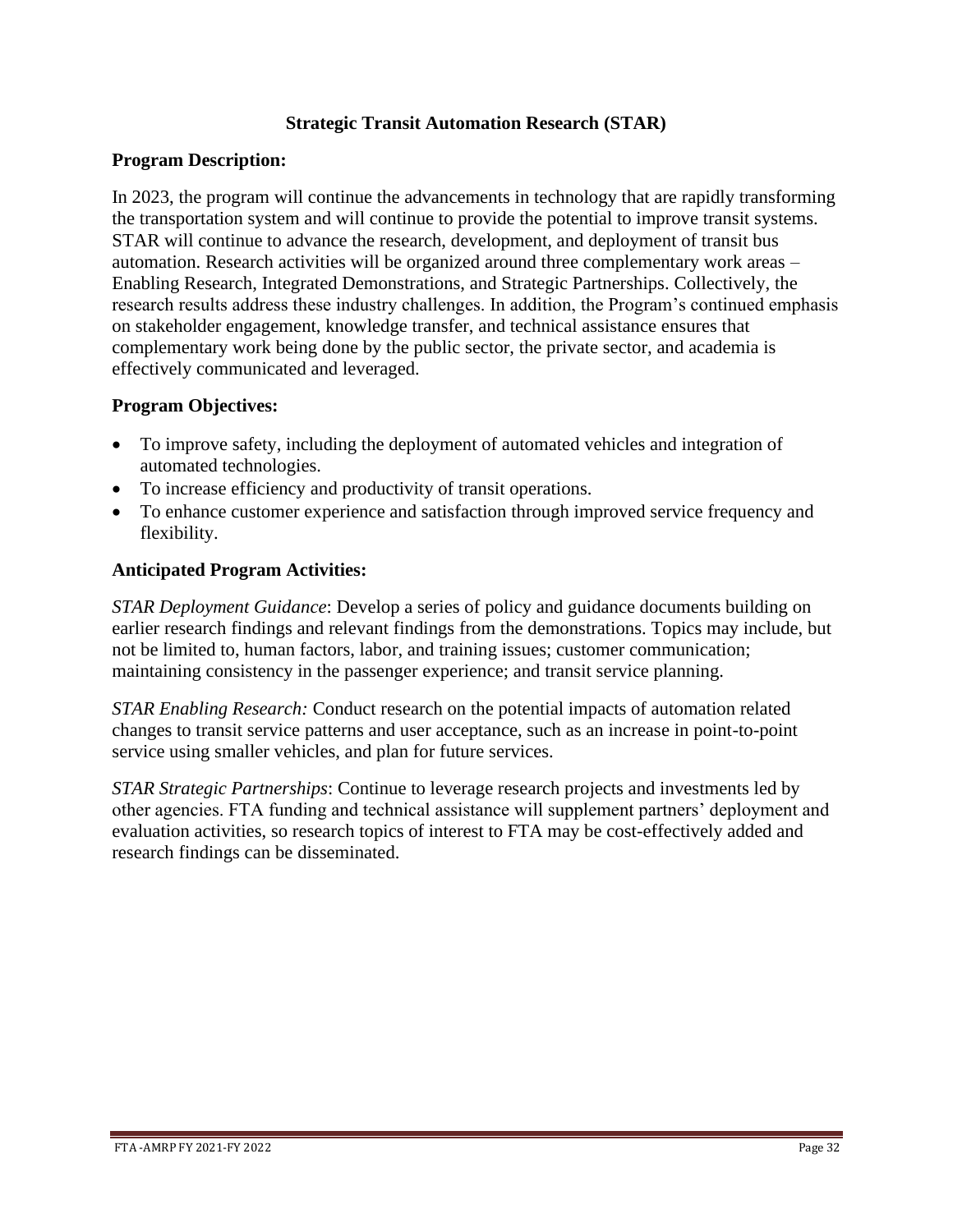## Strategic Transit Automation Research (STAR)

### Program Description:

In 2023, the program will continue the advancements in technology that are rapidly transforming the transportation system and will continue to provide the potential to improve transit systems. STAR will continue to advance the research, development, and deployment of transit bus automation. Research activities will be organized around three complementary work areas – Enabling Research, Integrated Demonstrations, and Strategic Partnerships. Collectively, the research results address these industry challenges. In addition, the Program's continued emphasis on stakeholder engagement, knowledge transfer, and technical assistance ensures that complementary work being done by the public sector, the private sector, and academia is effectively communicated and leveraged.

### Program Objectives:

- To improve safety, including the deployment of automated vehicles and integration of automated technologies.
- To increase efficiency and productivity of transit operations.
- To enhance customer experience and satisfaction through improved service frequency and flexibility.

### Anticipated Program Activities:

*STAR Deployment Guidance*: Develop a series of policy and guidance documents building on earlier research findings and relevant findings from the demonstrations. Topics may include, but not be limited to, human factors, labor, and training issues; customer communication; maintaining consistency in the passenger experience; and transit service planning.

*STAR Enabling Research:* Conduct research on the potential impacts of automation related changes to transit service patterns and user acceptance, such as an increase in point-to-point service using smaller vehicles, and plan for future services.

*STAR Strategic Partnerships*: Continue to leverage research projects and investments led by other agencies. FTA funding and technical assistance will supplement partners' deployment and evaluation activities, so research topics of interest to FTA may be cost-effectively added and research findings can be disseminated.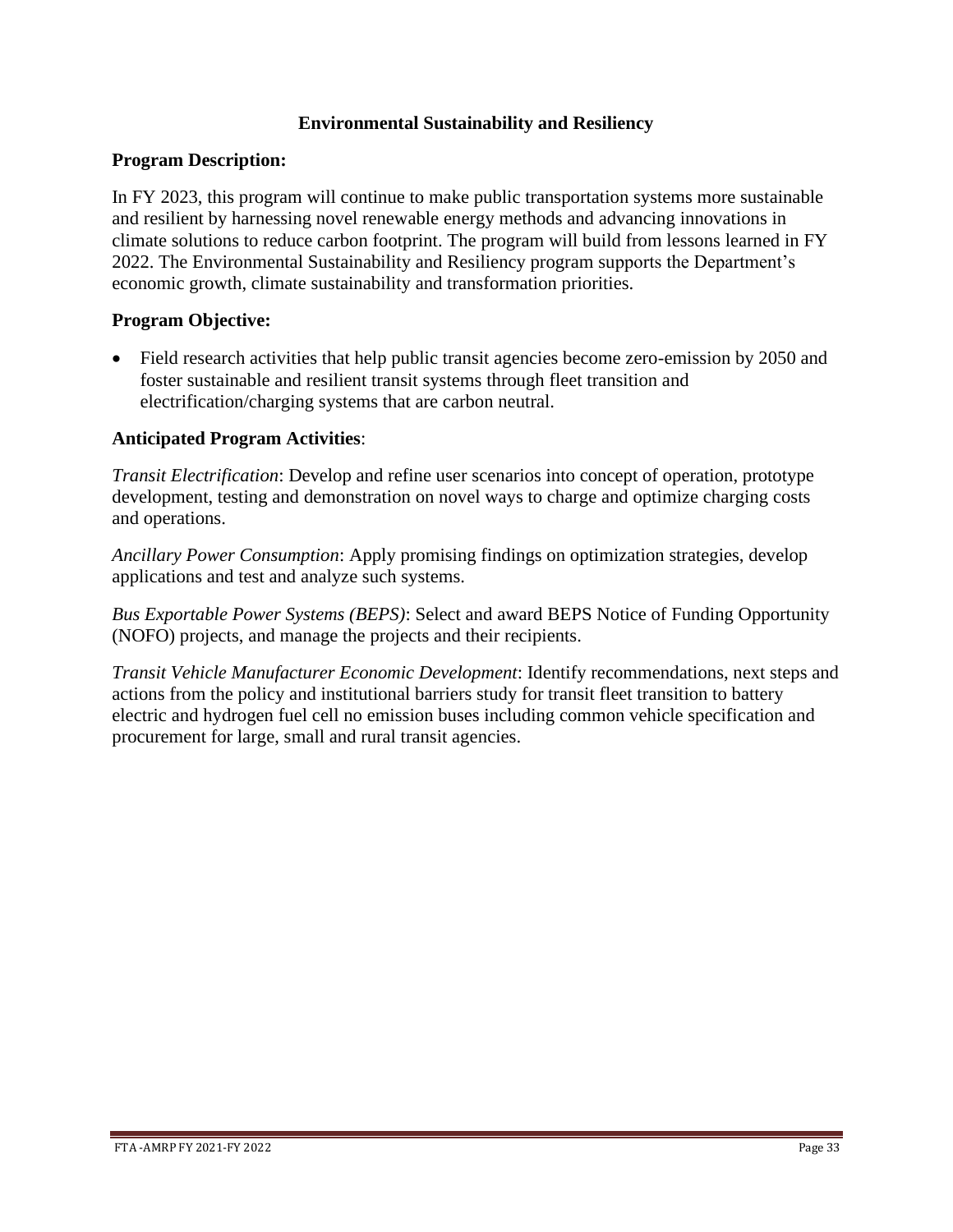## Environmental Sustainability and Resiliency

**Program Description:**

In FY 2023, this program will continue to make public transportation systems more sustainable and resilient by harnessing novel renewable energy methods and advancing innovations in climate solutions to reduce carbon footprint. The program will build from lessons learned in FY 2022. The Environmental Sustainability and Resiliency program supports the Department's economic growth, climate sustainability and transformation priorities.

**Program Objective:**

- Field research activities that help public transit agencies become zero-emission by 2050 and foster sustainable and resilient transit systems through fleet transition and electrification/charging systems that are carbon neutral.

**Anticipated Program Activities**:

*Transit Electrification*: Develop and refine user scenarios into concept of operation, prototype development, testing and demonstration on novel ways to charge and optimize charging costs and operations.

*Ancillary Power Consumption*: Apply promising findings on optimization strategies, develop applications and test and analyze such systems.

*Bus Exportable Power Systems (BEPS)*: Select and award BEPS Notice of Funding Opportunity (NOFO) projects, and manage the projects and their recipients.

*Transit Vehicle Manufacturer Economic Development*: Identify recommendations, next steps and actions from the policy and institutional barriers study for transit fleet transition to battery electric and hydrogen fuel cell no emission buses including common vehicle specification and procurement for large, small and rural transit agencies.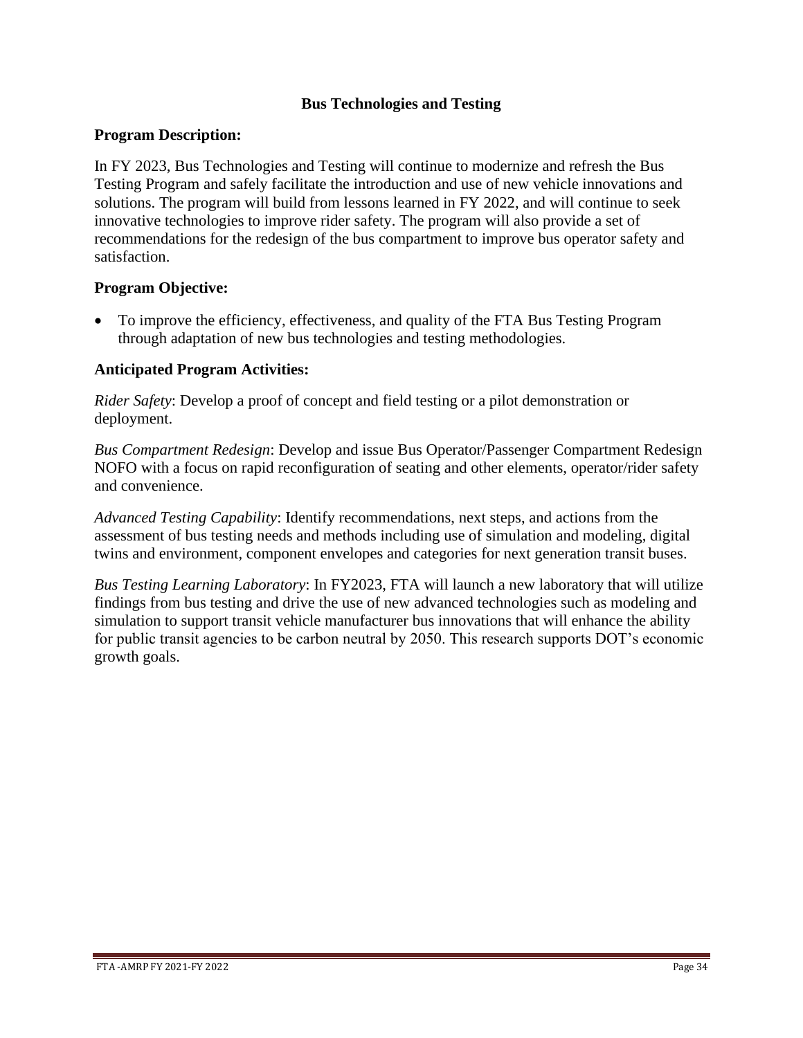## Bus Technologies and Testing

### Program Description:

In FY 2023, Bus Technologies and Testing will continue to modernize and refresh the Bus Testing Program and safely facilitate the introduction and use of new vehicle innovations and solutions. The program will build from lessons learned in FY 2022, and will continue to seek innovative technologies to improve rider safety. The program will also provide a set of recommendations for the redesign of the bus compartment to improve bus operator safety and satisfaction.

### Program Objective:

- To improve the efficiency, effectiveness, and quality of the FTA Bus Testing Program through adaptation of new bus technologies and testing methodologies.

### Anticipated Program Activities:

*Rider Safety*: Develop a proof of concept and field testing or a pilot demonstration or deployment.

*Bus Compartment Redesign*: Develop and issue Bus Operator/Passenger Compartment Redesign NOFO with a focus on rapid reconfiguration of seating and other elements, operator/rider safety and convenience.

*Advanced Testing Capability*: Identify recommendations, next steps, and actions from the assessment of bus testing needs and methods including use of simulation and modeling, digital twins and environment, component envelopes and categories for next generation transit buses.

*Bus Testing Learning Laboratory*: In FY2023, FTA will launch a new laboratory that will utilize findings from bus testing and drive the use of new advanced technologies such as modeling and simulation to support transit vehicle manufacturer bus innovations that will enhance the ability for public transit agencies to be carbon neutral by 2050. This research supports DOT's economic growth goals.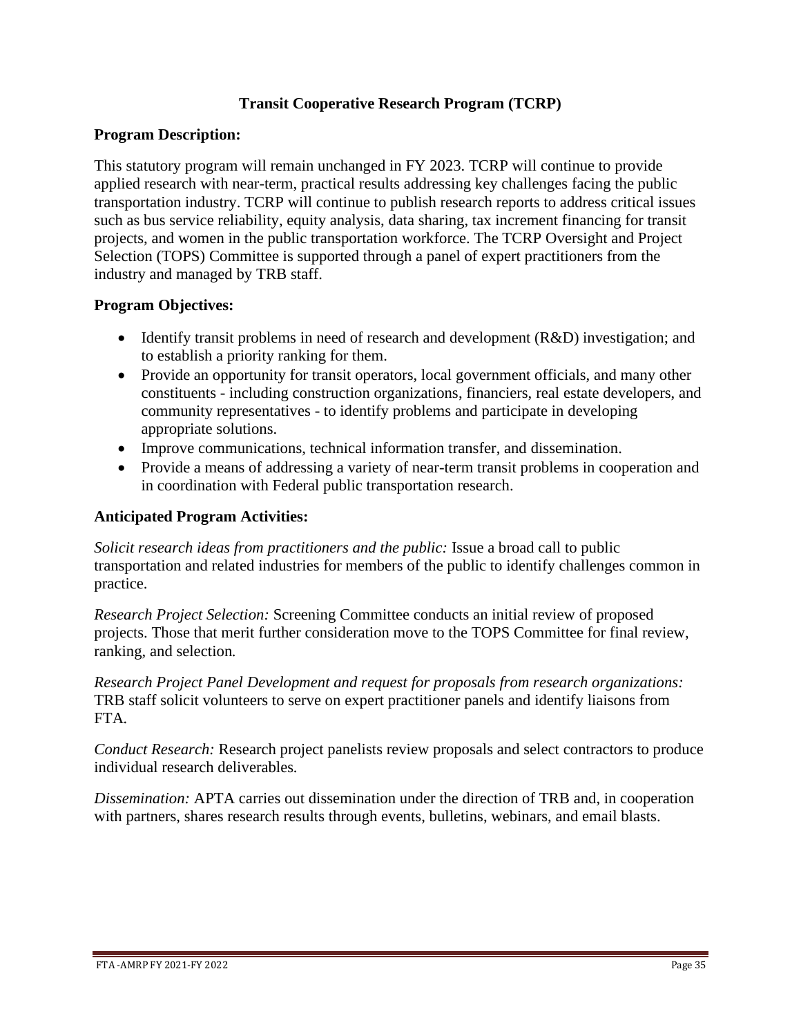## Transit Cooperative Research Program (TCRP)

### Program Description:

This statutory program will remain unchanged in FY 2023. TCRP will continue to provide applied research with near-term, practical results addressing key challenges facing the public transportation industry. TCRP will continue to publish research reports to address critical issues such as bus service reliability, equity analysis, data sharing, tax increment financing for transit projects, and women in the public transportation workforce. The TCRP Oversight and Project Selection (TOPS) Committee is supported through a panel of expert practitioners from the industry and managed by TRB staff.

### Program Objectives:

- Identify transit problems in need of research and development (R&D) investigation; and to establish a priority ranking for them.
- Provide an opportunity for transit operators, local government officials, and many other constituents - including construction organizations, financiers, real estate developers, and community representatives - to identify problems and participate in developing appropriate solutions.
- Improve communications, technical information transfer, and dissemination.
- Provide a means of addressing a variety of near-term transit problems in cooperation and in coordination with Federal public transportation research.

### Anticipated Program Activities:

*Solicit research ideas from practitioners and the public:* Issue a broad call to public transportation and related industries for members of the public to identify challenges common in practice.

*Research Project Selection:* Screening Committee conducts an initial review of proposed projects. Those that merit further consideration move to the TOPS Committee for final review, ranking, and selection.

*Research Project Panel Development and request for proposals from research organizations:* TRB staff solicit volunteers to serve on expert practitioner panels and identify liaisons from FTA.

*Conduct Research:* Research project panelists review proposals and select contractors to produce individual research deliverables.

*Dissemination:* APTA carries out dissemination under the direction of TRB and, in cooperation with partners, shares research results through events, bulletins, webinars, and email blasts.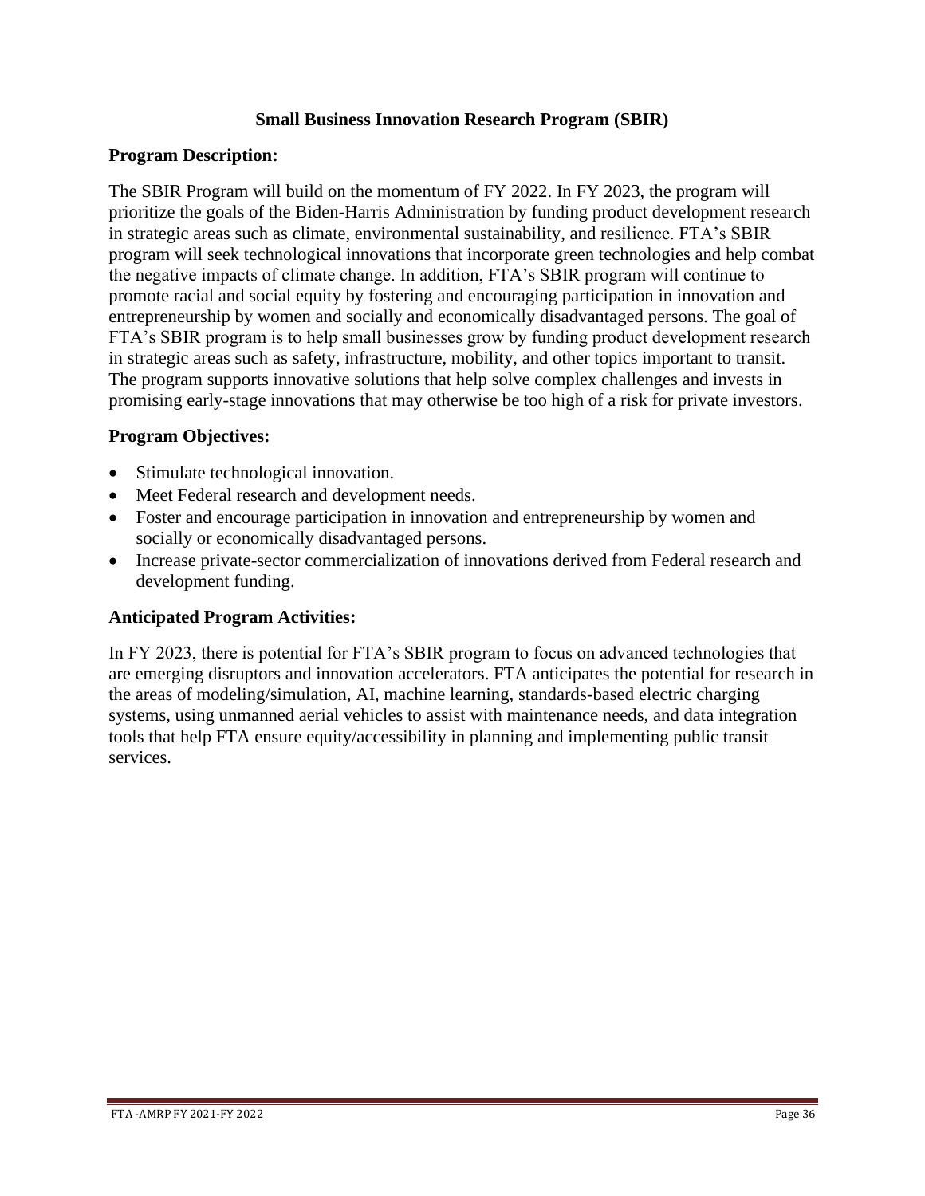## Small Business Innovation Research Program (SBIR)

### Program Description:

The SBIR Program will build on the momentum of FY 2022. In FY 2023, the program will prioritize the goals of the Biden-Harris Administration by funding product development research in strategic areas such as climate, environmental sustainability, and resilience. FTA's SBIR program will seek technological innovations that incorporate green technologies and help combat the negative impacts of climate change. In addition, FTA's SBIR program will continue to promote racial and social equity by fostering and encouraging participation in innovation and entrepreneurship by women and socially and economically disadvantaged persons. The goal of FTA's SBIR program is to help small businesses grow by funding product development research in strategic areas such as safety, infrastructure, mobility, and other topics important to transit. The program supports innovative solutions that help solve complex challenges and invests in promising early-stage innovations that may otherwise be too high of a risk for private investors.

### Program Objectives:

- Stimulate technological innovation.
- Meet Federal research and development needs.
- Foster and encourage participation in innovation and entrepreneurship by women and socially or economically disadvantaged persons.
- Increase private-sector commercialization of innovations derived from Federal research and development funding.

### Anticipated Program Activities:

In FY 2023, there is potential for FTA's SBIR program to focus on advanced technologies that are emerging disruptors and innovation accelerators. FTA anticipates the potential for research in the areas of modeling/simulation, AI, machine learning, standards-based electric charging systems, using unmanned aerial vehicles to assist with maintenance needs, and data integration tools that help FTA ensure equity/accessibility in planning and implementing public transit services.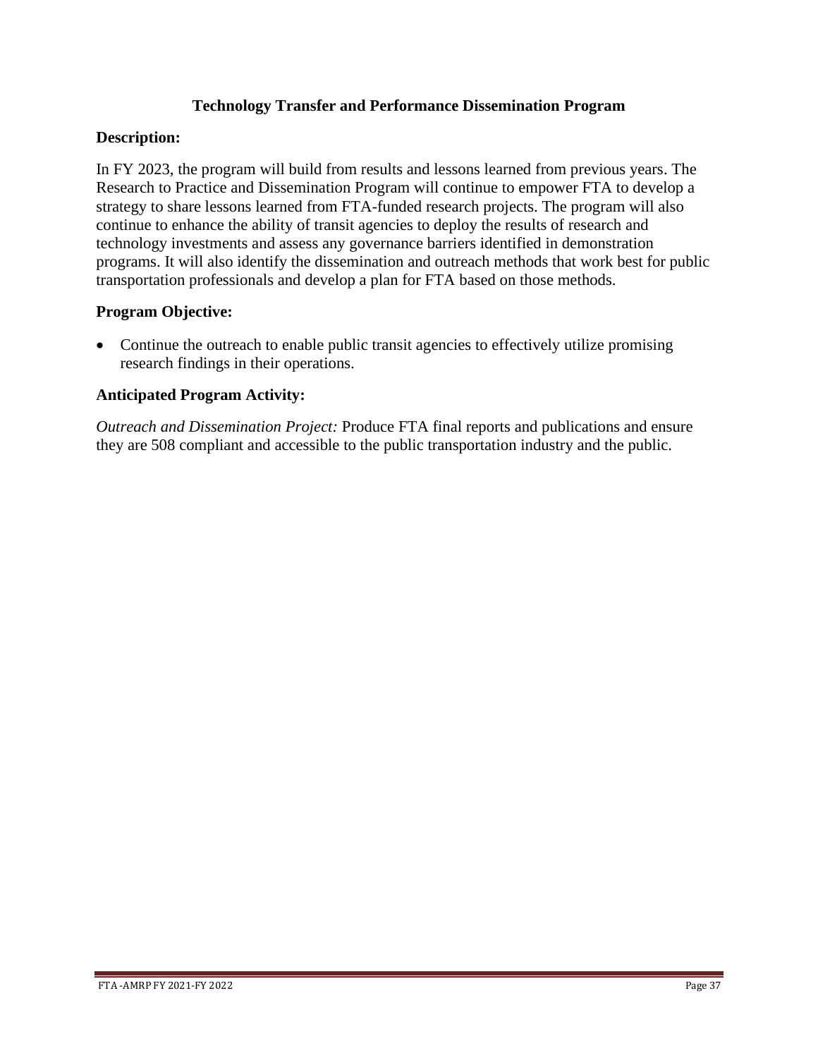## Technology Transfer and Performance Dissemination Program

### Description:

In FY 2023, the program will build from results and lessons learned from previous years. The Research to Practice and Dissemination Program will continue to empower FTA to develop a strategy to share lessons learned from FTA-funded research projects. The program will also continue to enhance the ability of transit agencies to deploy the results of research and technology investments and assess any governance barriers identified in demonstration programs. It will also identify the dissemination and outreach methods that work best for public transportation professionals and develop a plan for FTA based on those methods.

### Program Objective:

- Continue the outreach to enable public transit agencies to effectively utilize promising research findings in their operations.

### Anticipated Program Activity:

*Outreach and Dissemination Project:* Produce FTA final reports and publications and ensure they are 508 compliant and accessible to the public transportation industry and the public.